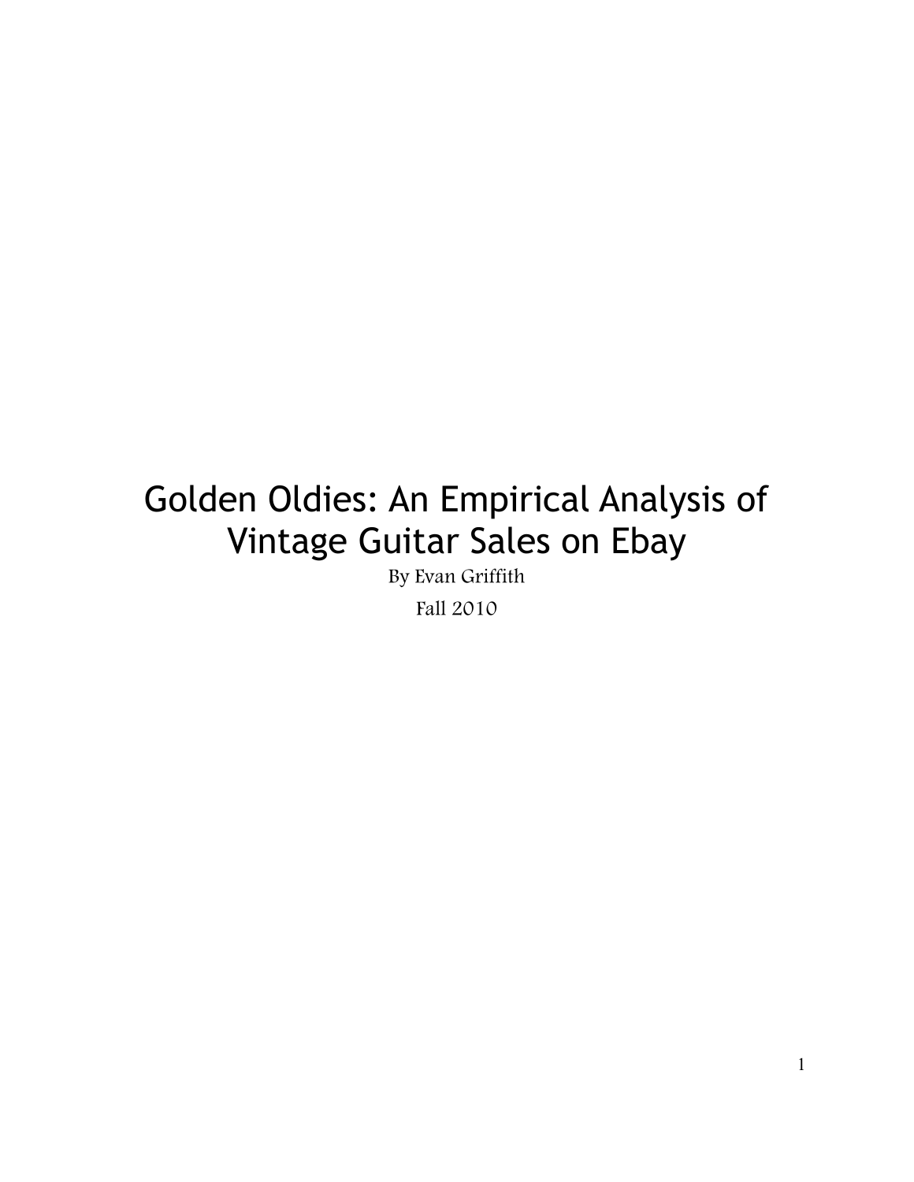# Golden Oldies: An Empirical Analysis of Vintage Guitar Sales on Ebay

By Evan Griffith

Fall 2010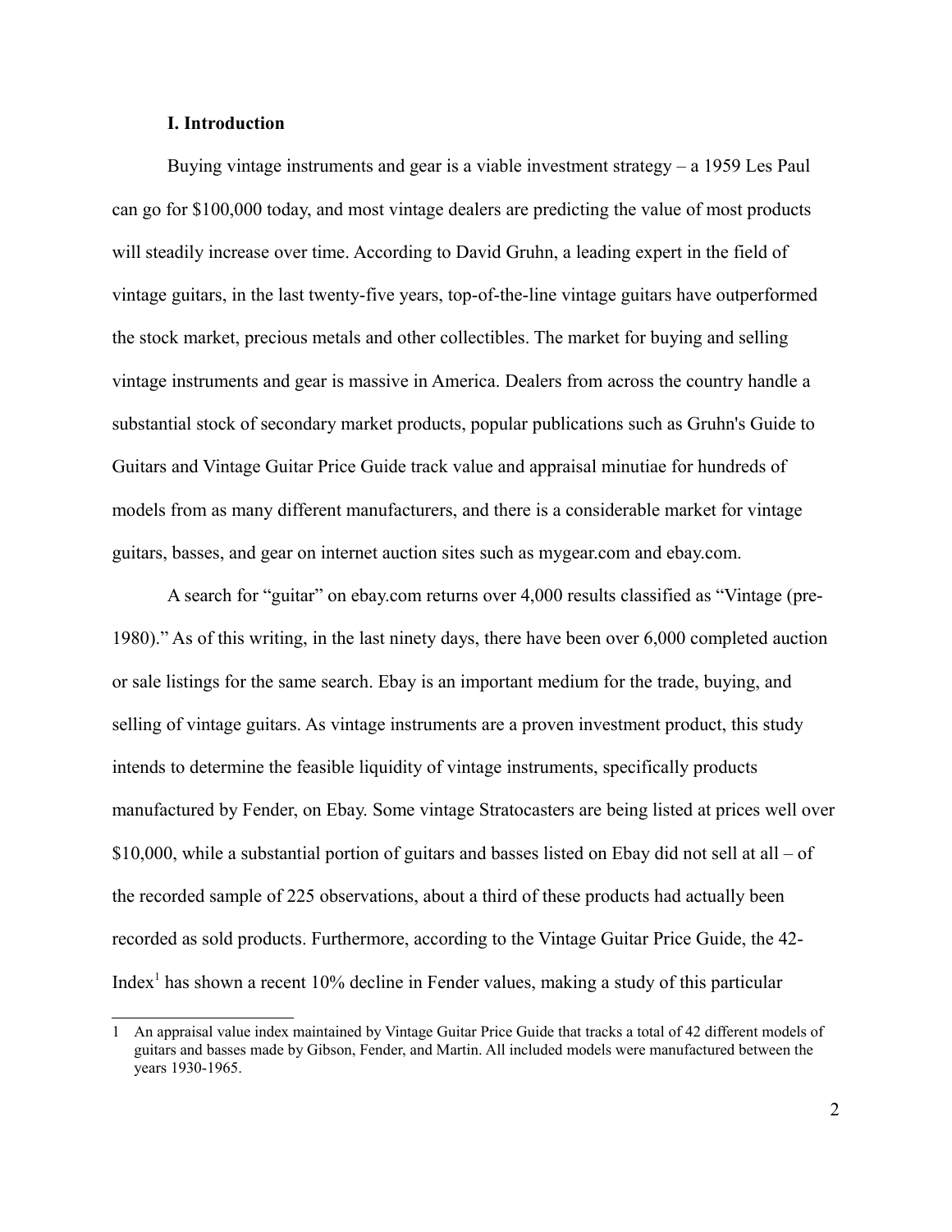## I. Introduction

Buying vintage instruments and gear is a viable investment strategy – a 1959 Les Paul can go for $100,000 today, and most vintage dealers are predicting the value of most products will steadily increase over time. According to David Gruhn, a leading expert in the field of vintage guitars, in the last twenty-five years, top-of-the-line vintage guitars have outperformed the stock market, precious metals and other collectibles. The market for buying and selling vintage instruments and gear is massive in America. Dealers from across the country handle a substantial stock of secondary market products, popular publications such as Gruhn's Guide to Guitars and Vintage Guitar Price Guide track value and appraisal minutiae for hundreds of models from as many different manufacturers, and there is a considerable market for vintage guitars, basses, and gear on internet auction sites such as mygear.com and ebay.com.

A search for "guitar" on ebay.com returns over 4,000 results classified as "Vintage (pre-1980)." As of this writing, in the last ninety days, there have been over 6,000 completed auction or sale listings for the same search. Ebay is an important medium for the trade, buying, and selling of vintage guitars. As vintage instruments are a proven investment product, this study intends to determine the feasible liquidity of vintage instruments, specifically products manufactured by Fender, on Ebay. Some vintage Stratocasters are being listed at prices well over $10,000, while a substantial portion of guitars and basses listed on Ebay did not sell at all – of the recorded sample of 225 observations, about a third of these products had actually been recorded as sold products. Furthermore, according to the Vintage Guitar Price Guide, the 42-Index[1] has shown a recent 10% decline in Fender values, making a study of this particular

---

1 An appraisal value index maintained by Vintage Guitar Price Guide that tracks a total of 42 different models of guitars and basses made by Gibson, Fender, and Martin. All included models were manufactured between the years 1930-1965.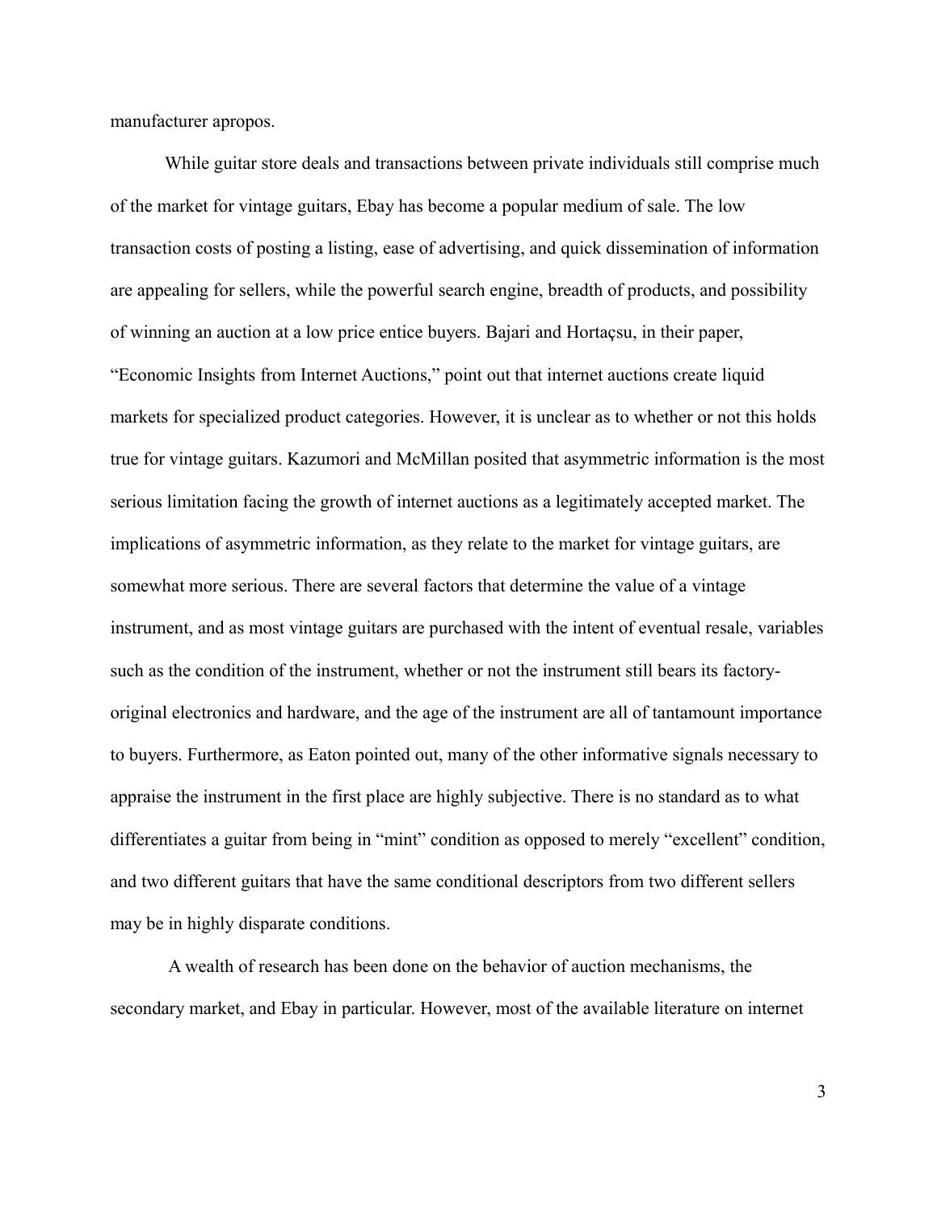manufacturer apropos.

While guitar store deals and transactions between private individuals still comprise much of the market for vintage guitars, Ebay has become a popular medium of sale. The low transaction costs of posting a listing, ease of advertising, and quick dissemination of information are appealing for sellers, while the powerful search engine, breadth of products, and possibility of winning an auction at a low price entice buyers. Bajari and Hortaçsu, in their paper, "Economic Insights from Internet Auctions," point out that internet auctions create liquid markets for specialized product categories. However, it is unclear as to whether or not this holds true for vintage guitars. Kazumori and McMillan posited that asymmetric information is the most serious limitation facing the growth of internet auctions as a legitimately accepted market. The implications of asymmetric information, as they relate to the market for vintage guitars, are somewhat more serious. There are several factors that determine the value of a vintage instrument, and as most vintage guitars are purchased with the intent of eventual resale, variables such as the condition of the instrument, whether or not the instrument still bears its factory-original electronics and hardware, and the age of the instrument are all of tantamount importance to buyers. Furthermore, as Eaton pointed out, many of the other informative signals necessary to appraise the instrument in the first place are highly subjective. There is no standard as to what differentiates a guitar from being in "mint" condition as opposed to merely "excellent" condition, and two different guitars that have the same conditional descriptors from two different sellers may be in highly disparate conditions.

A wealth of research has been done on the behavior of auction mechanisms, the secondary market, and Ebay in particular. However, most of the available literature on internet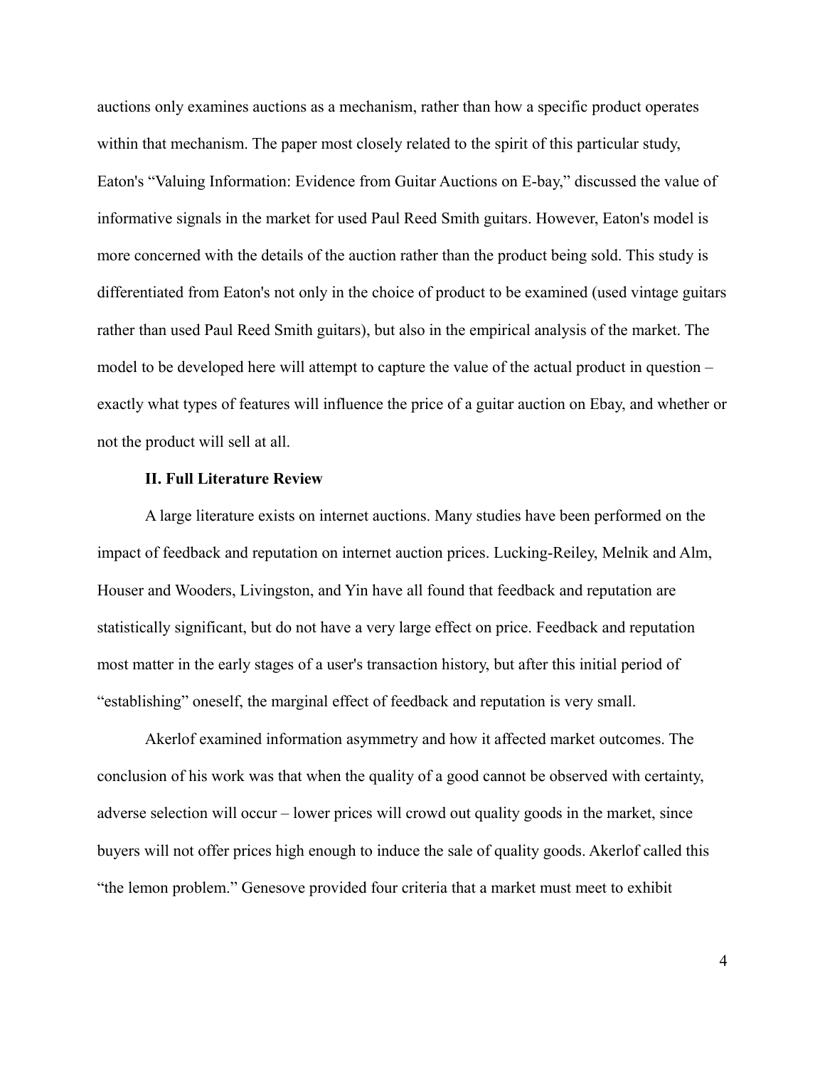auctions only examines auctions as a mechanism, rather than how a specific product operates within that mechanism. The paper most closely related to the spirit of this particular study, Eaton's "Valuing Information: Evidence from Guitar Auctions on E-bay," discussed the value of informative signals in the market for used Paul Reed Smith guitars. However, Eaton's model is more concerned with the details of the auction rather than the product being sold. This study is differentiated from Eaton's not only in the choice of product to be examined (used vintage guitars rather than used Paul Reed Smith guitars), but also in the empirical analysis of the market. The model to be developed here will attempt to capture the value of the actual product in question – exactly what types of features will influence the price of a guitar auction on Ebay, and whether or not the product will sell at all.

## II. Full Literature Review

A large literature exists on internet auctions. Many studies have been performed on the impact of feedback and reputation on internet auction prices. Lucking-Reiley, Melnik and Alm, Houser and Wooders, Livingston, and Yin have all found that feedback and reputation are statistically significant, but do not have a very large effect on price. Feedback and reputation most matter in the early stages of a user's transaction history, but after this initial period of "establishing" oneself, the marginal effect of feedback and reputation is very small.

Akerlof examined information asymmetry and how it affected market outcomes. The conclusion of his work was that when the quality of a good cannot be observed with certainty, adverse selection will occur – lower prices will crowd out quality goods in the market, since buyers will not offer prices high enough to induce the sale of quality goods. Akerlof called this "the lemon problem." Genesove provided four criteria that a market must meet to exhibit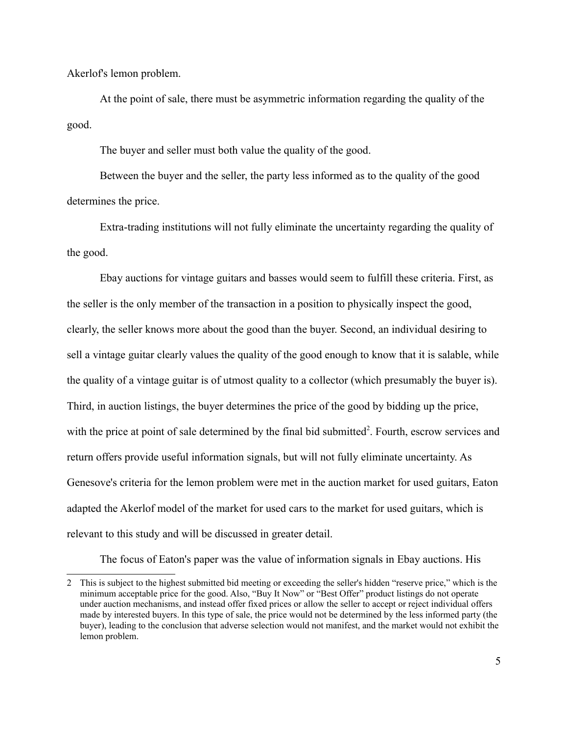Akerlof's lemon problem.

At the point of sale, there must be asymmetric information regarding the quality of the good.

The buyer and seller must both value the quality of the good.

Between the buyer and the seller, the party less informed as to the quality of the good determines the price.

Extra-trading institutions will not fully eliminate the uncertainty regarding the quality of the good.

Ebay auctions for vintage guitars and basses would seem to fulfill these criteria. First, as the seller is the only member of the transaction in a position to physically inspect the good, clearly, the seller knows more about the good than the buyer. Second, an individual desiring to sell a vintage guitar clearly values the quality of the good enough to know that it is salable, while the quality of a vintage guitar is of utmost quality to a collector (which presumably the buyer is). Third, in auction listings, the buyer determines the price of the good by bidding up the price, with the price at point of sale determined by the final bid submitted[2]. Fourth, escrow services and return offers provide useful information signals, but will not fully eliminate uncertainty. As Genesove's criteria for the lemon problem were met in the auction market for used guitars, Eaton adapted the Akerlof model of the market for used cars to the market for used guitars, which is relevant to this study and will be discussed in greater detail.

The focus of Eaton's paper was the value of information signals in Ebay auctions. His

---

2 This is subject to the highest submitted bid meeting or exceeding the seller's hidden "reserve price," which is the minimum acceptable price for the good. Also, "Buy It Now" or "Best Offer" product listings do not operate under auction mechanisms, and instead offer fixed prices or allow the seller to accept or reject individual offers made by interested buyers. In this type of sale, the price would not be determined by the less informed party (the buyer), leading to the conclusion that adverse selection would not manifest, and the market would not exhibit the lemon problem.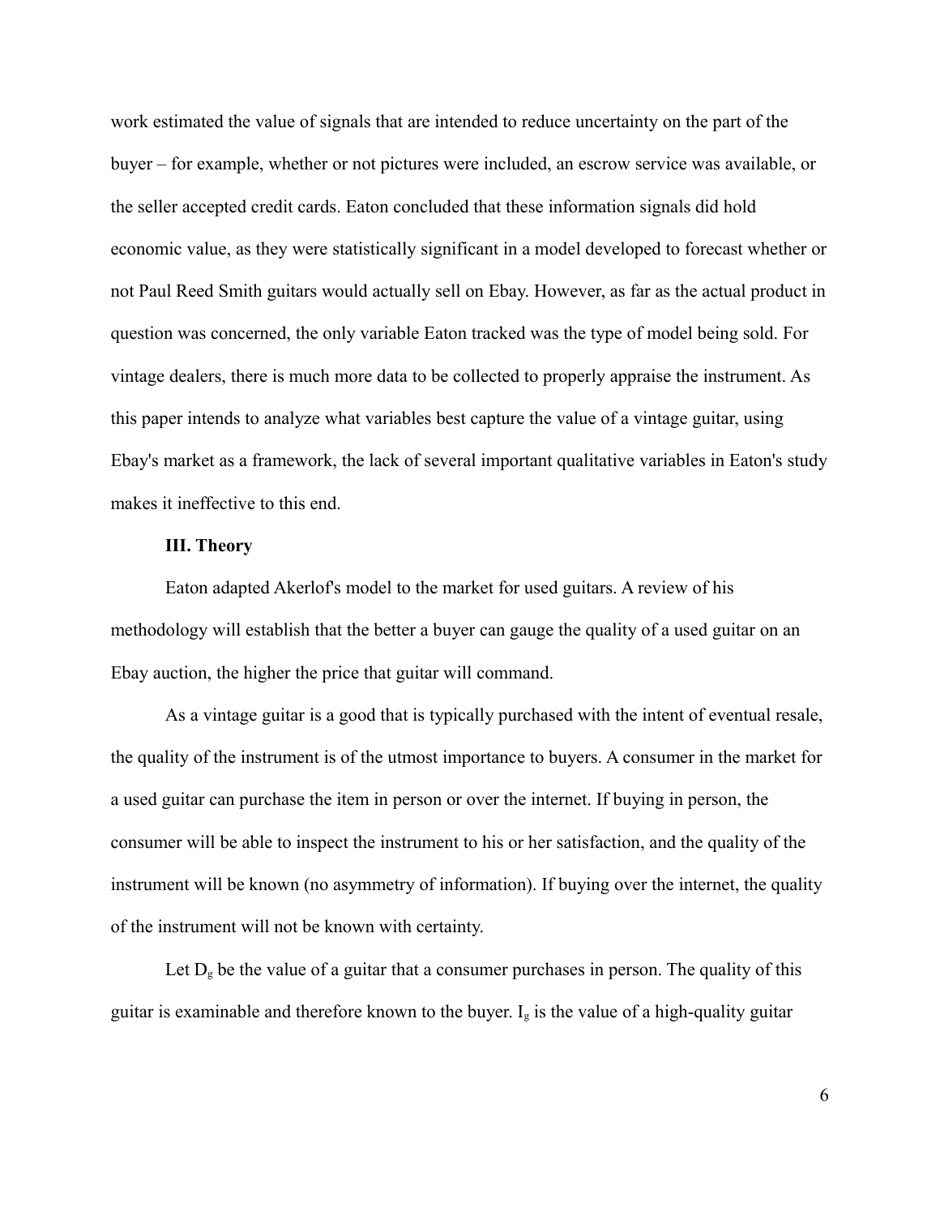work estimated the value of signals that are intended to reduce uncertainty on the part of the buyer – for example, whether or not pictures were included, an escrow service was available, or the seller accepted credit cards. Eaton concluded that these information signals did hold economic value, as they were statistically significant in a model developed to forecast whether or not Paul Reed Smith guitars would actually sell on Ebay. However, as far as the actual product in question was concerned, the only variable Eaton tracked was the type of model being sold. For vintage dealers, there is much more data to be collected to properly appraise the instrument. As this paper intends to analyze what variables best capture the value of a vintage guitar, using Ebay's market as a framework, the lack of several important qualitative variables in Eaton's study makes it ineffective to this end.

## III. Theory

Eaton adapted Akerlof's model to the market for used guitars. A review of his methodology will establish that the better a buyer can gauge the quality of a used guitar on an Ebay auction, the higher the price that guitar will command.

As a vintage guitar is a good that is typically purchased with the intent of eventual resale, the quality of the instrument is of the utmost importance to buyers. A consumer in the market for a used guitar can purchase the item in person or over the internet. If buying in person, the consumer will be able to inspect the instrument to his or her satisfaction, and the quality of the instrument will be known (no asymmetry of information). If buying over the internet, the quality of the instrument will not be known with certainty.

Let $D_g$ be the value of a guitar that a consumer purchases in person. The quality of this guitar is examinable and therefore known to the buyer. $I_g$ is the value of a high-quality guitar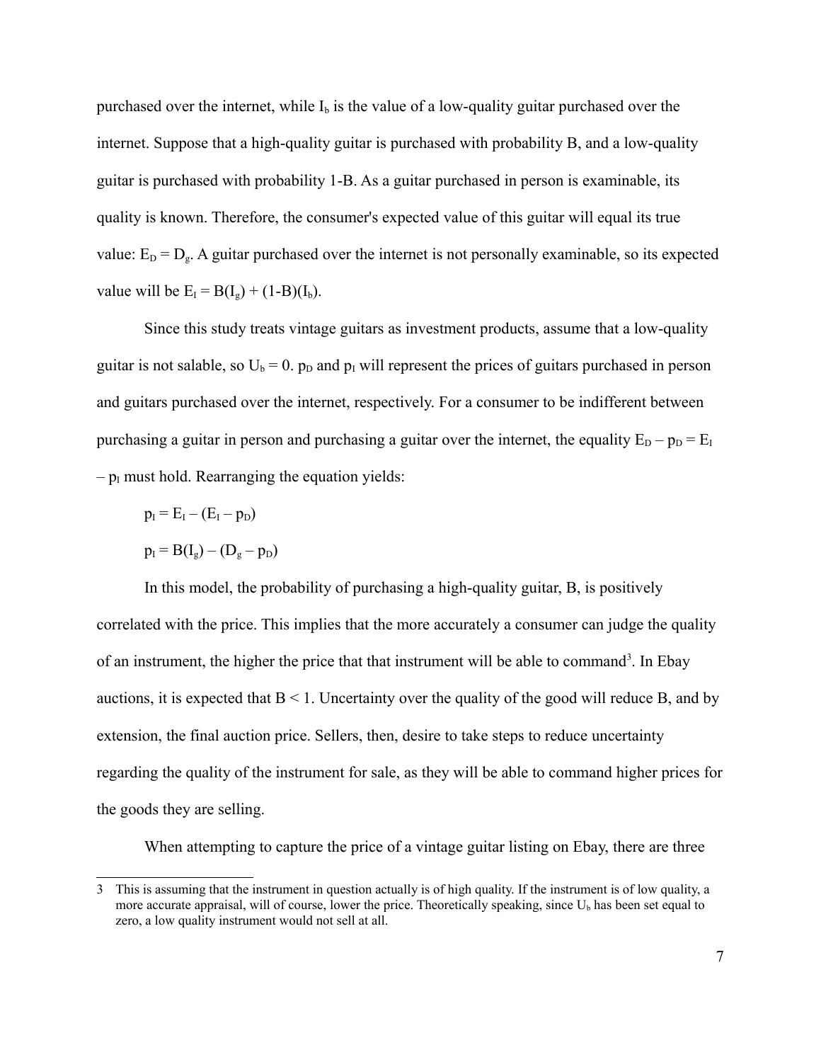purchased over the internet, while $I_b$ is the value of a low-quality guitar purchased over the internet. Suppose that a high-quality guitar is purchased with probability B, and a low-quality guitar is purchased with probability 1-B. As a guitar purchased in person is examinable, its quality is known. Therefore, the consumer's expected value of this guitar will equal its true value: $E_D = D_g$. A guitar purchased over the internet is not personally examinable, so its expected value will be $E_I = B(I_g) + (1\text{-}B)(I_b)$.

Since this study treats vintage guitars as investment products, assume that a low-quality guitar is not salable, so $U_b = 0$. $p_D$ and $p_I$ will represent the prices of guitars purchased in person and guitars purchased over the internet, respectively. For a consumer to be indifferent between purchasing a guitar in person and purchasing a guitar over the internet, the equality $E_D – p_D = E_I – p_I$ must hold. Rearranging the equation yields:

$$p_I = E_I – (E_I – p_D)$$

$$p_I = B(I_g) – (D_g – p_D)$$

In this model, the probability of purchasing a high-quality guitar, B, is positively correlated with the price. This implies that the more accurately a consumer can judge the quality of an instrument, the higher the price that that instrument will be able to command[3]. In Ebay auctions, it is expected that $B < 1$. Uncertainty over the quality of the good will reduce B, and by extension, the final auction price. Sellers, then, desire to take steps to reduce uncertainty regarding the quality of the instrument for sale, as they will be able to command higher prices for the goods they are selling.

When attempting to capture the price of a vintage guitar listing on Ebay, there are three

3 This is assuming that the instrument in question actually is of high quality. If the instrument is of low quality, a more accurate appraisal, will of course, lower the price. Theoretically speaking, since $U_b$ has been set equal to zero, a low quality instrument would not sell at all.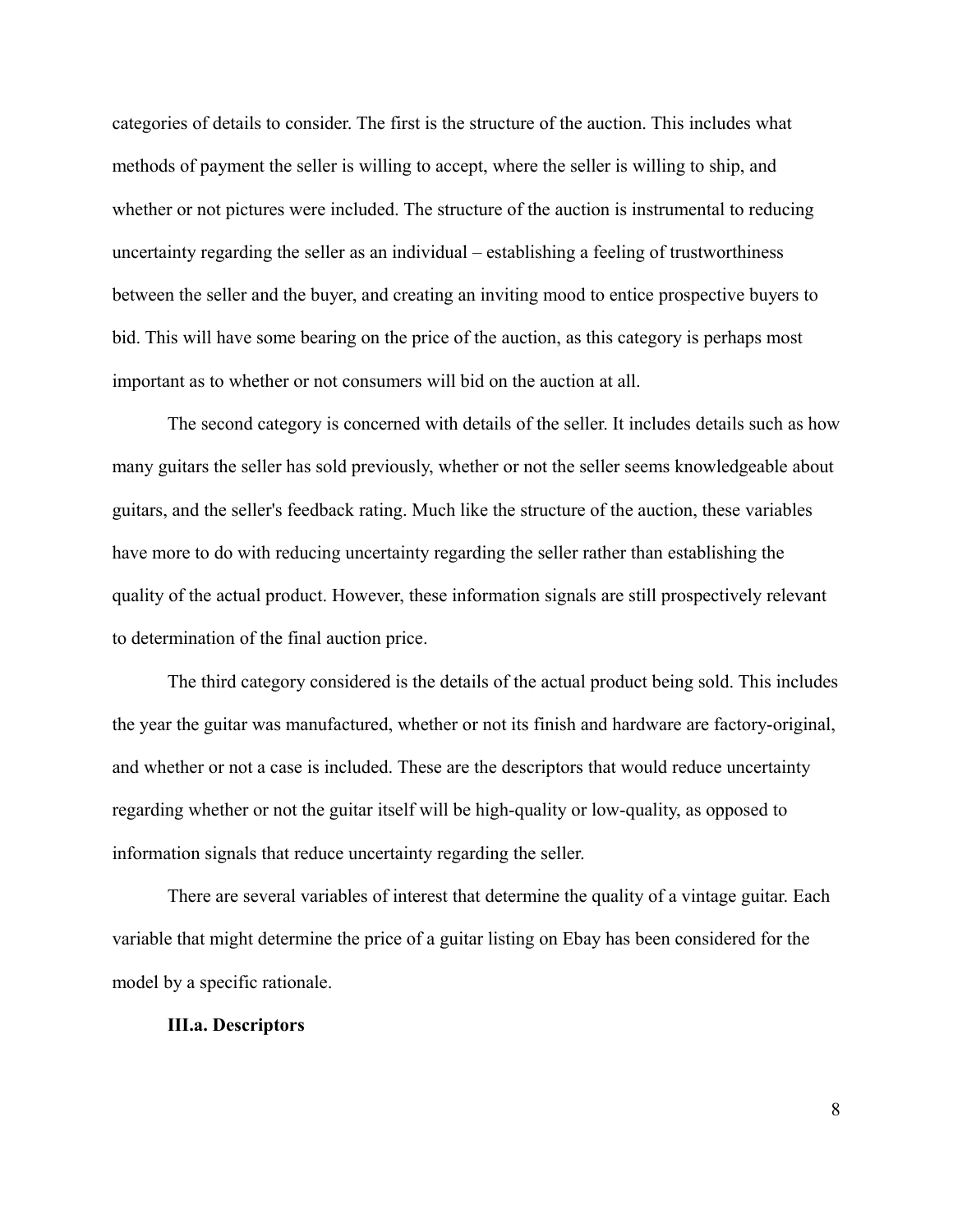categories of details to consider. The first is the structure of the auction. This includes what methods of payment the seller is willing to accept, where the seller is willing to ship, and whether or not pictures were included. The structure of the auction is instrumental to reducing uncertainty regarding the seller as an individual – establishing a feeling of trustworthiness between the seller and the buyer, and creating an inviting mood to entice prospective buyers to bid. This will have some bearing on the price of the auction, as this category is perhaps most important as to whether or not consumers will bid on the auction at all.

The second category is concerned with details of the seller. It includes details such as how many guitars the seller has sold previously, whether or not the seller seems knowledgeable about guitars, and the seller's feedback rating. Much like the structure of the auction, these variables have more to do with reducing uncertainty regarding the seller rather than establishing the quality of the actual product. However, these information signals are still prospectively relevant to determination of the final auction price.

The third category considered is the details of the actual product being sold. This includes the year the guitar was manufactured, whether or not its finish and hardware are factory-original, and whether or not a case is included. These are the descriptors that would reduce uncertainty regarding whether or not the guitar itself will be high-quality or low-quality, as opposed to information signals that reduce uncertainty regarding the seller.

There are several variables of interest that determine the quality of a vintage guitar. Each variable that might determine the price of a guitar listing on Ebay has been considered for the model by a specific rationale.

### III.a. Descriptors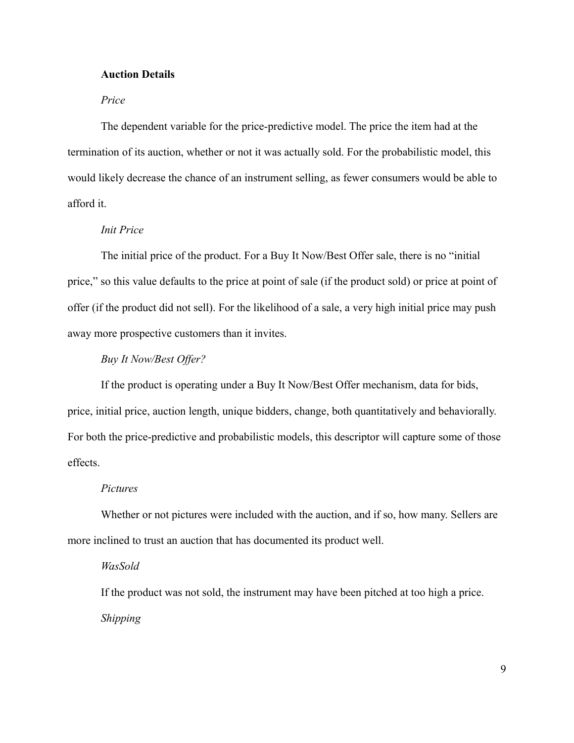**Auction Details**

*Price*

The dependent variable for the price-predictive model. The price the item had at the termination of its auction, whether or not it was actually sold. For the probabilistic model, this would likely decrease the chance of an instrument selling, as fewer consumers would be able to afford it.

*Init Price*

The initial price of the product. For a Buy It Now/Best Offer sale, there is no "initial price," so this value defaults to the price at point of sale (if the product sold) or price at point of offer (if the product did not sell). For the likelihood of a sale, a very high initial price may push away more prospective customers than it invites.

*Buy It Now/Best Offer?*

If the product is operating under a Buy It Now/Best Offer mechanism, data for bids, price, initial price, auction length, unique bidders, change, both quantitatively and behaviorally. For both the price-predictive and probabilistic models, this descriptor will capture some of those effects.

*Pictures*

Whether or not pictures were included with the auction, and if so, how many. Sellers are more inclined to trust an auction that has documented its product well.

*WasSold*

If the product was not sold, the instrument may have been pitched at too high a price.

*Shipping*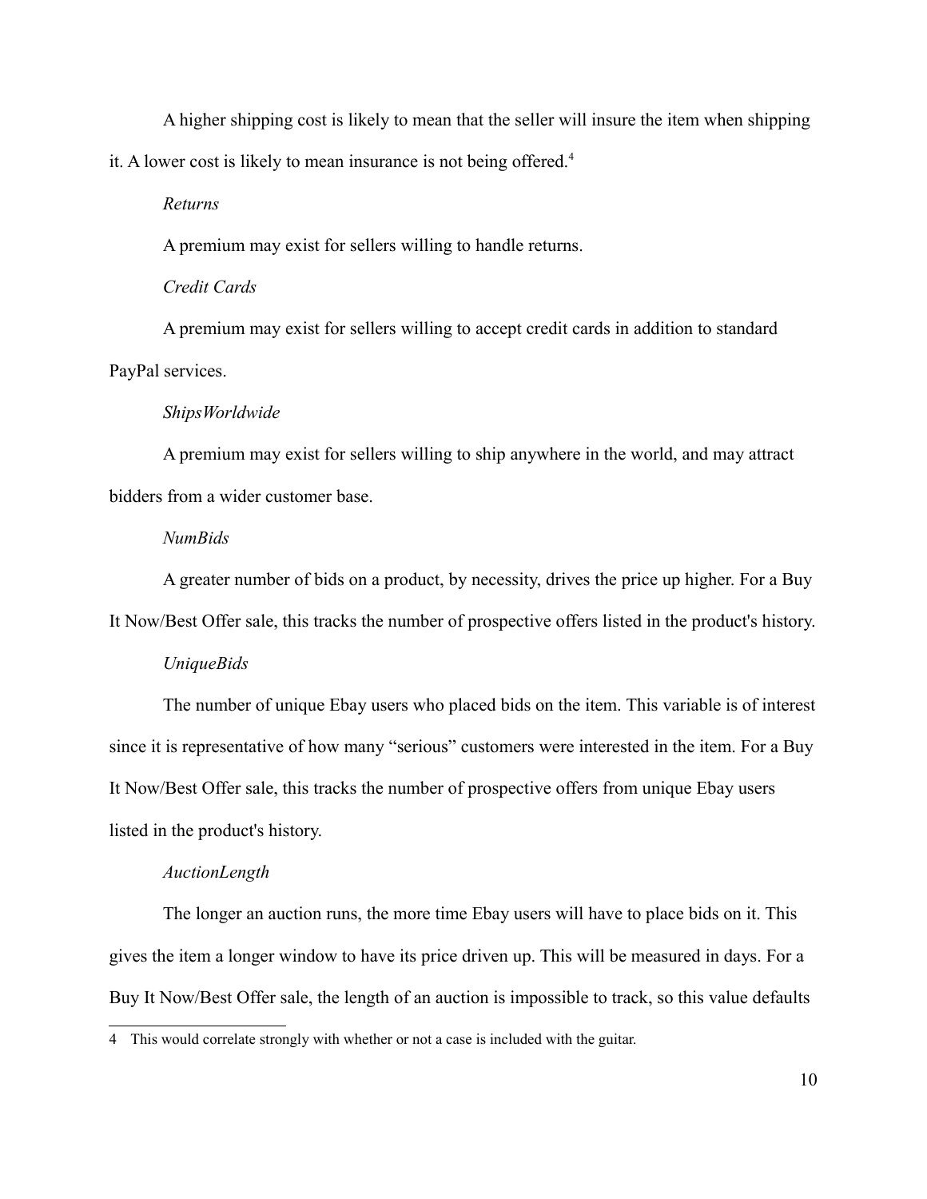A higher shipping cost is likely to mean that the seller will insure the item when shipping it. A lower cost is likely to mean insurance is not being offered.[4]

*Returns*

A premium may exist for sellers willing to handle returns.

*Credit Cards*

A premium may exist for sellers willing to accept credit cards in addition to standard PayPal services.

*ShipsWorldwide*

A premium may exist for sellers willing to ship anywhere in the world, and may attract bidders from a wider customer base.

*NumBids*

A greater number of bids on a product, by necessity, drives the price up higher. For a Buy It Now/Best Offer sale, this tracks the number of prospective offers listed in the product's history.

*UniqueBids*

The number of unique Ebay users who placed bids on the item. This variable is of interest since it is representative of how many "serious" customers were interested in the item. For a Buy It Now/Best Offer sale, this tracks the number of prospective offers from unique Ebay users listed in the product's history.

*AuctionLength*

The longer an auction runs, the more time Ebay users will have to place bids on it. This gives the item a longer window to have its price driven up. This will be measured in days. For a Buy It Now/Best Offer sale, the length of an auction is impossible to track, so this value defaults

---

4 This would correlate strongly with whether or not a case is included with the guitar.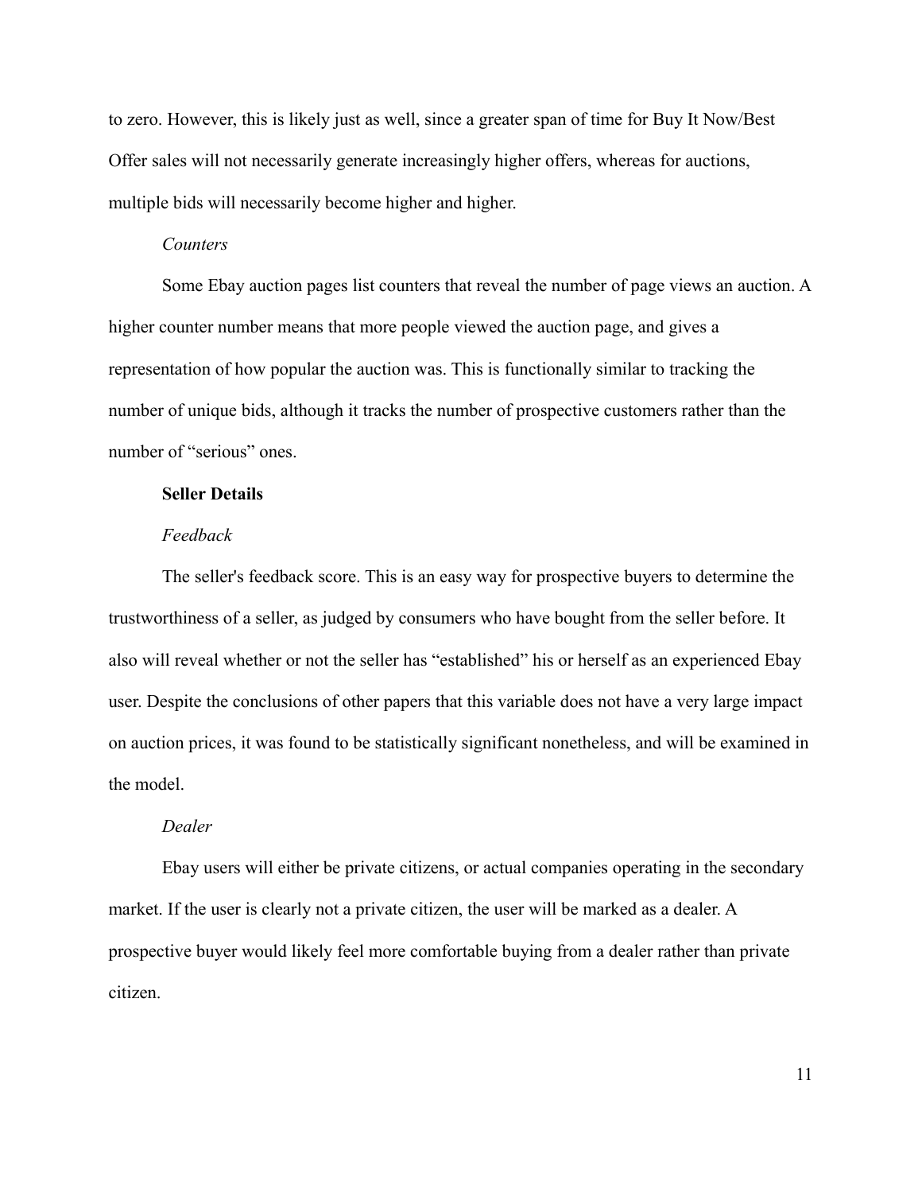to zero. However, this is likely just as well, since a greater span of time for Buy It Now/Best Offer sales will not necessarily generate increasingly higher offers, whereas for auctions, multiple bids will necessarily become higher and higher.

*Counters*

Some Ebay auction pages list counters that reveal the number of page views an auction. A higher counter number means that more people viewed the auction page, and gives a representation of how popular the auction was. This is functionally similar to tracking the number of unique bids, although it tracks the number of prospective customers rather than the number of "serious" ones.

**Seller Details**

*Feedback*

The seller's feedback score. This is an easy way for prospective buyers to determine the trustworthiness of a seller, as judged by consumers who have bought from the seller before. It also will reveal whether or not the seller has "established" his or herself as an experienced Ebay user. Despite the conclusions of other papers that this variable does not have a very large impact on auction prices, it was found to be statistically significant nonetheless, and will be examined in the model.

*Dealer*

Ebay users will either be private citizens, or actual companies operating in the secondary market. If the user is clearly not a private citizen, the user will be marked as a dealer. A prospective buyer would likely feel more comfortable buying from a dealer rather than private citizen.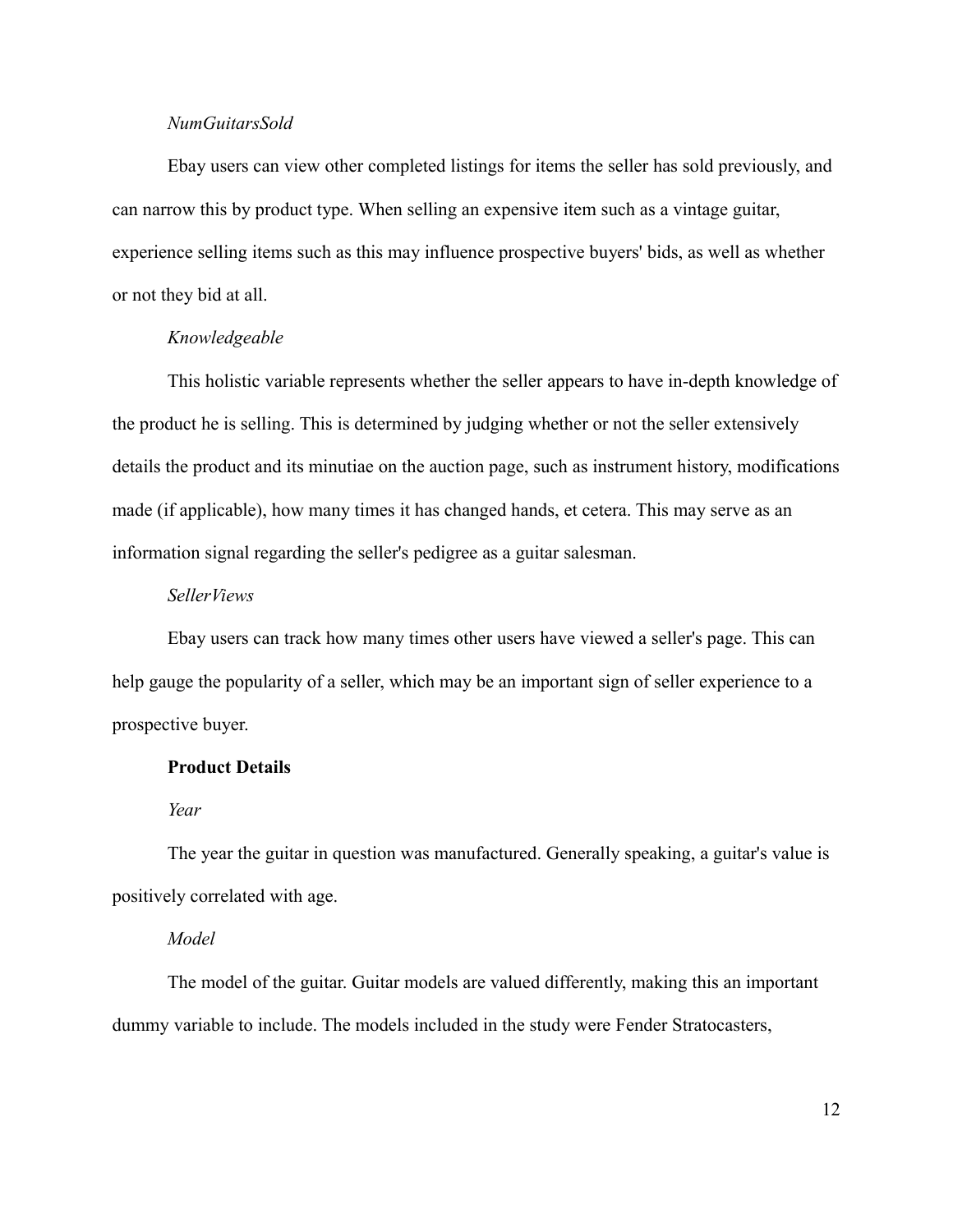*NumGuitarsSold*

Ebay users can view other completed listings for items the seller has sold previously, and can narrow this by product type. When selling an expensive item such as a vintage guitar, experience selling items such as this may influence prospective buyers' bids, as well as whether or not they bid at all.

*Knowledgeable*

This holistic variable represents whether the seller appears to have in-depth knowledge of the product he is selling. This is determined by judging whether or not the seller extensively details the product and its minutiae on the auction page, such as instrument history, modifications made (if applicable), how many times it has changed hands, et cetera. This may serve as an information signal regarding the seller's pedigree as a guitar salesman.

*SellerViews*

Ebay users can track how many times other users have viewed a seller's page. This can help gauge the popularity of a seller, which may be an important sign of seller experience to a prospective buyer.

**Product Details**

*Year*

The year the guitar in question was manufactured. Generally speaking, a guitar's value is positively correlated with age.

*Model*

The model of the guitar. Guitar models are valued differently, making this an important dummy variable to include. The models included in the study were Fender Stratocasters,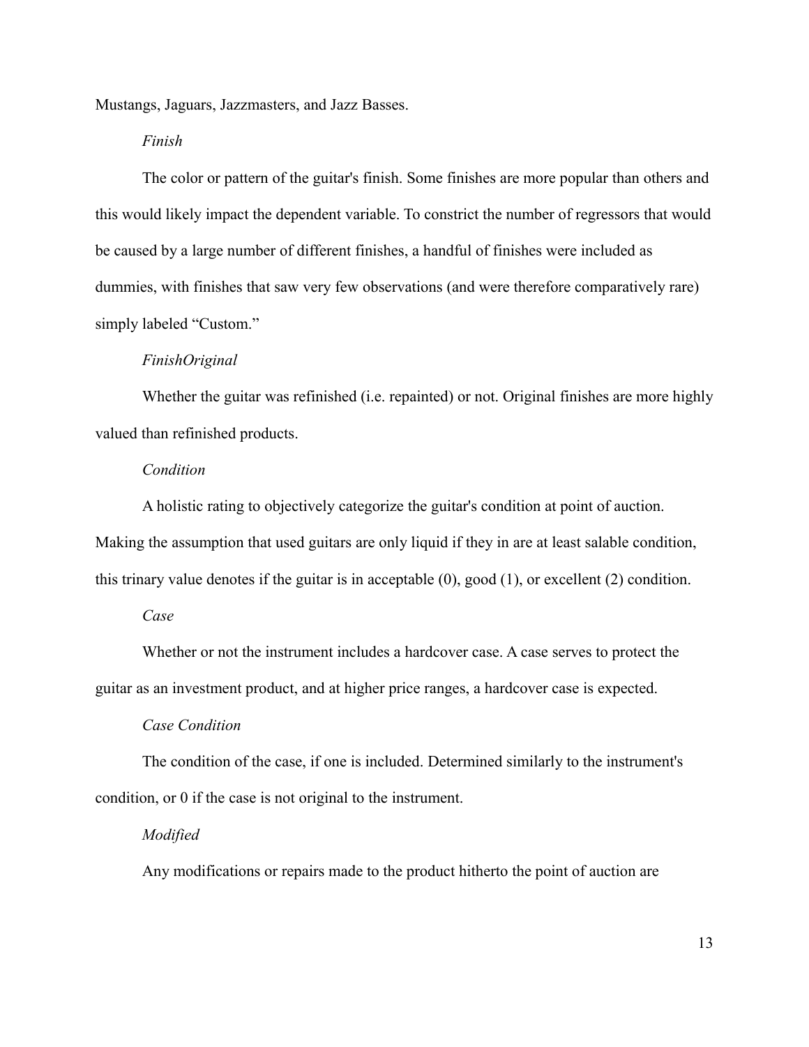Mustangs, Jaguars, Jazzmasters, and Jazz Basses.

*Finish*

The color or pattern of the guitar's finish. Some finishes are more popular than others and this would likely impact the dependent variable. To constrict the number of regressors that would be caused by a large number of different finishes, a handful of finishes were included as dummies, with finishes that saw very few observations (and were therefore comparatively rare) simply labeled "Custom."

*FinishOriginal*

Whether the guitar was refinished (i.e. repainted) or not. Original finishes are more highly valued than refinished products.

*Condition*

A holistic rating to objectively categorize the guitar's condition at point of auction. Making the assumption that used guitars are only liquid if they in are at least salable condition, this trinary value denotes if the guitar is in acceptable (0), good (1), or excellent (2) condition.

*Case*

Whether or not the instrument includes a hardcover case. A case serves to protect the guitar as an investment product, and at higher price ranges, a hardcover case is expected.

*Case Condition*

The condition of the case, if one is included. Determined similarly to the instrument's condition, or 0 if the case is not original to the instrument.

*Modified*

Any modifications or repairs made to the product hitherto the point of auction are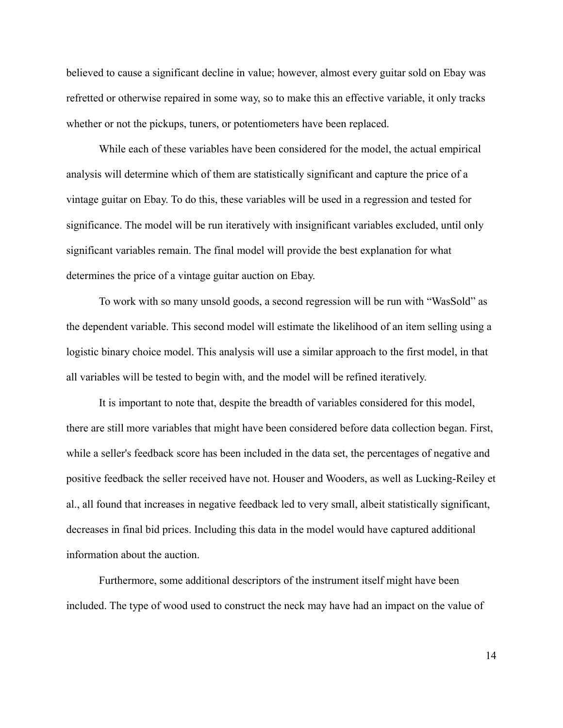believed to cause a significant decline in value; however, almost every guitar sold on Ebay was refretted or otherwise repaired in some way, so to make this an effective variable, it only tracks whether or not the pickups, tuners, or potentiometers have been replaced.

While each of these variables have been considered for the model, the actual empirical analysis will determine which of them are statistically significant and capture the price of a vintage guitar on Ebay. To do this, these variables will be used in a regression and tested for significance. The model will be run iteratively with insignificant variables excluded, until only significant variables remain. The final model will provide the best explanation for what determines the price of a vintage guitar auction on Ebay.

To work with so many unsold goods, a second regression will be run with "WasSold" as the dependent variable. This second model will estimate the likelihood of an item selling using a logistic binary choice model. This analysis will use a similar approach to the first model, in that all variables will be tested to begin with, and the model will be refined iteratively.

It is important to note that, despite the breadth of variables considered for this model, there are still more variables that might have been considered before data collection began. First, while a seller's feedback score has been included in the data set, the percentages of negative and positive feedback the seller received have not. Houser and Wooders, as well as Lucking-Reiley et al., all found that increases in negative feedback led to very small, albeit statistically significant, decreases in final bid prices. Including this data in the model would have captured additional information about the auction.

Furthermore, some additional descriptors of the instrument itself might have been included. The type of wood used to construct the neck may have had an impact on the value of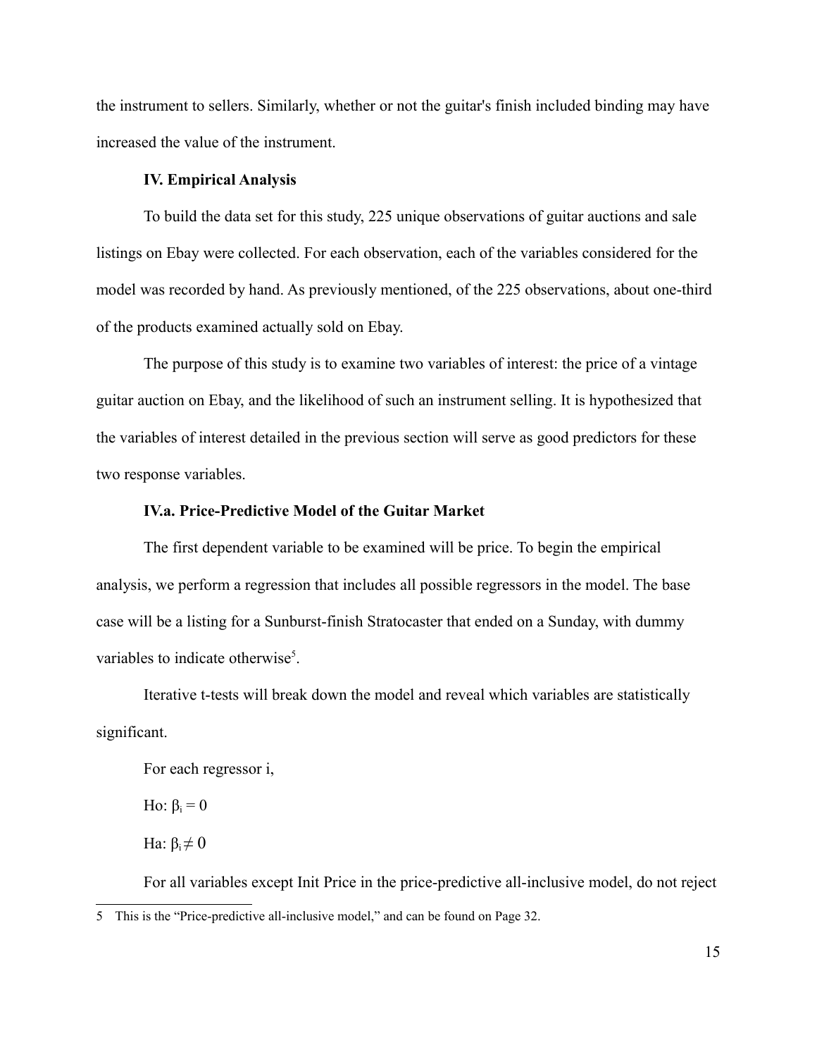the instrument to sellers. Similarly, whether or not the guitar's finish included binding may have increased the value of the instrument.

## IV. Empirical Analysis

To build the data set for this study, 225 unique observations of guitar auctions and sale listings on Ebay were collected. For each observation, each of the variables considered for the model was recorded by hand. As previously mentioned, of the 225 observations, about one-third of the products examined actually sold on Ebay.

The purpose of this study is to examine two variables of interest: the price of a vintage guitar auction on Ebay, and the likelihood of such an instrument selling. It is hypothesized that the variables of interest detailed in the previous section will serve as good predictors for these two response variables.

### IV.a. Price-Predictive Model of the Guitar Market

The first dependent variable to be examined will be price. To begin the empirical analysis, we perform a regression that includes all possible regressors in the model. The base case will be a listing for a Sunburst-finish Stratocaster that ended on a Sunday, with dummy variables to indicate otherwise[5].

Iterative t-tests will break down the model and reveal which variables are statistically significant.

For each regressor i,

Ho: $\beta_i = 0$

Ha: $\beta_i \neq 0$

For all variables except Init Price in the price-predictive all-inclusive model, do not reject

---

5 This is the "Price-predictive all-inclusive model," and can be found on Page 32.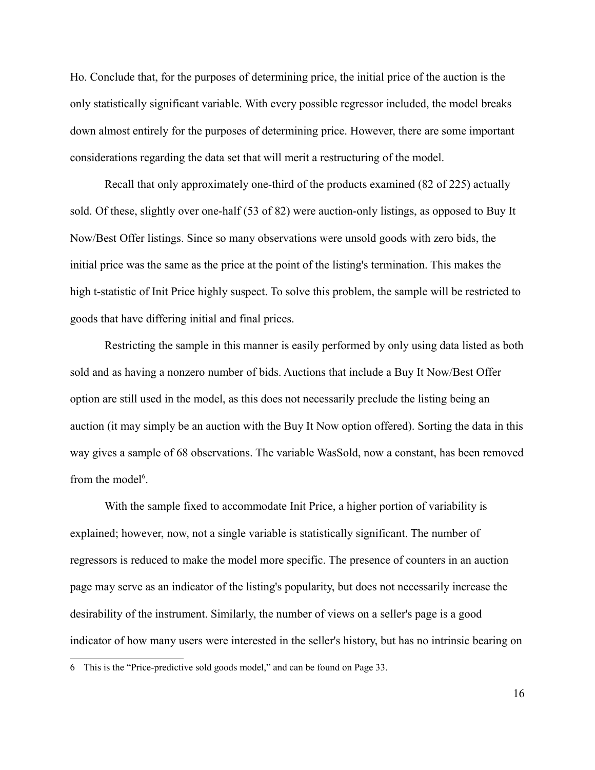Ho. Conclude that, for the purposes of determining price, the initial price of the auction is the only statistically significant variable. With every possible regressor included, the model breaks down almost entirely for the purposes of determining price. However, there are some important considerations regarding the data set that will merit a restructuring of the model.

Recall that only approximately one-third of the products examined (82 of 225) actually sold. Of these, slightly over one-half (53 of 82) were auction-only listings, as opposed to Buy It Now/Best Offer listings. Since so many observations were unsold goods with zero bids, the initial price was the same as the price at the point of the listing's termination. This makes the high t-statistic of Init Price highly suspect. To solve this problem, the sample will be restricted to goods that have differing initial and final prices.

Restricting the sample in this manner is easily performed by only using data listed as both sold and as having a nonzero number of bids. Auctions that include a Buy It Now/Best Offer option are still used in the model, as this does not necessarily preclude the listing being an auction (it may simply be an auction with the Buy It Now option offered). Sorting the data in this way gives a sample of 68 observations. The variable WasSold, now a constant, has been removed from the model[6].

With the sample fixed to accommodate Init Price, a higher portion of variability is explained; however, now, not a single variable is statistically significant. The number of regressors is reduced to make the model more specific. The presence of counters in an auction page may serve as an indicator of the listing's popularity, but does not necessarily increase the desirability of the instrument. Similarly, the number of views on a seller's page is a good indicator of how many users were interested in the seller's history, but has no intrinsic bearing on

6 This is the "Price-predictive sold goods model," and can be found on Page 33.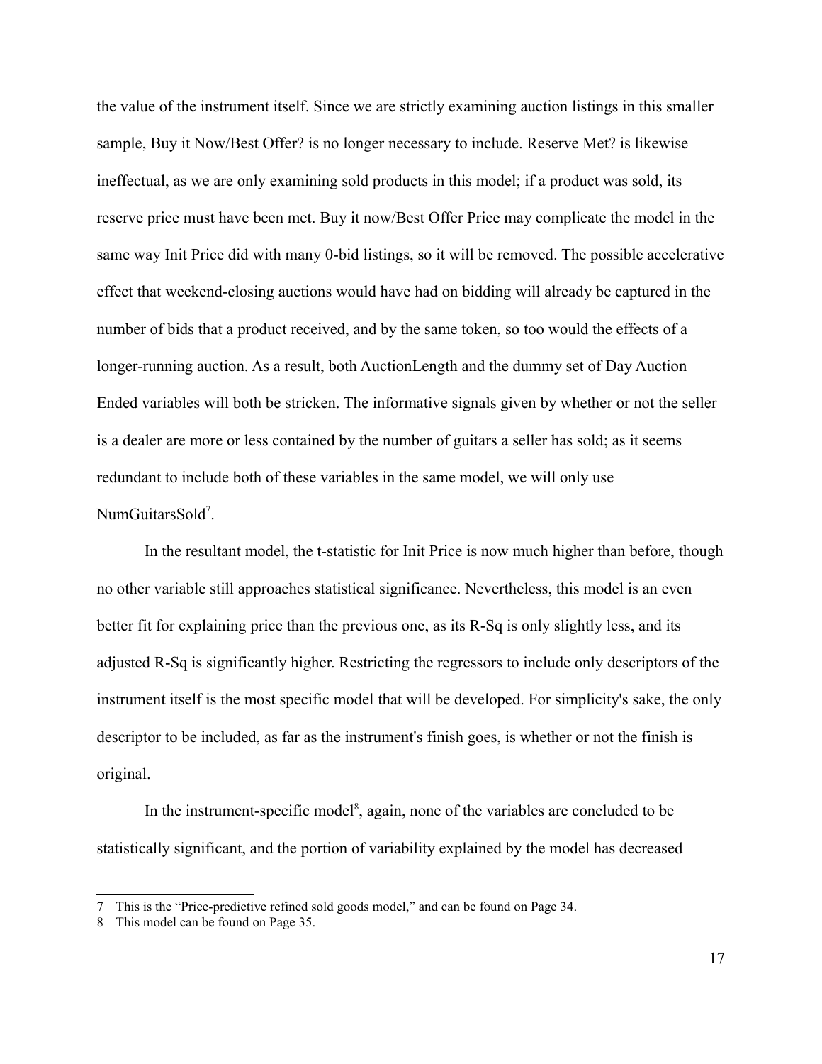the value of the instrument itself. Since we are strictly examining auction listings in this smaller sample, Buy it Now/Best Offer? is no longer necessary to include. Reserve Met? is likewise ineffectual, as we are only examining sold products in this model; if a product was sold, its reserve price must have been met. Buy it now/Best Offer Price may complicate the model in the same way Init Price did with many 0-bid listings, so it will be removed. The possible accelerative effect that weekend-closing auctions would have had on bidding will already be captured in the number of bids that a product received, and by the same token, so too would the effects of a longer-running auction. As a result, both AuctionLength and the dummy set of Day Auction Ended variables will both be stricken. The informative signals given by whether or not the seller is a dealer are more or less contained by the number of guitars a seller has sold; as it seems redundant to include both of these variables in the same model, we will only use NumGuitarsSold[7].

In the resultant model, the t-statistic for Init Price is now much higher than before, though no other variable still approaches statistical significance. Nevertheless, this model is an even better fit for explaining price than the previous one, as its R-Sq is only slightly less, and its adjusted R-Sq is significantly higher. Restricting the regressors to include only descriptors of the instrument itself is the most specific model that will be developed. For simplicity's sake, the only descriptor to be included, as far as the instrument's finish goes, is whether or not the finish is original.

In the instrument-specific model[8], again, none of the variables are concluded to be statistically significant, and the portion of variability explained by the model has decreased

---

7 This is the "Price-predictive refined sold goods model," and can be found on Page 34.

8 This model can be found on Page 35.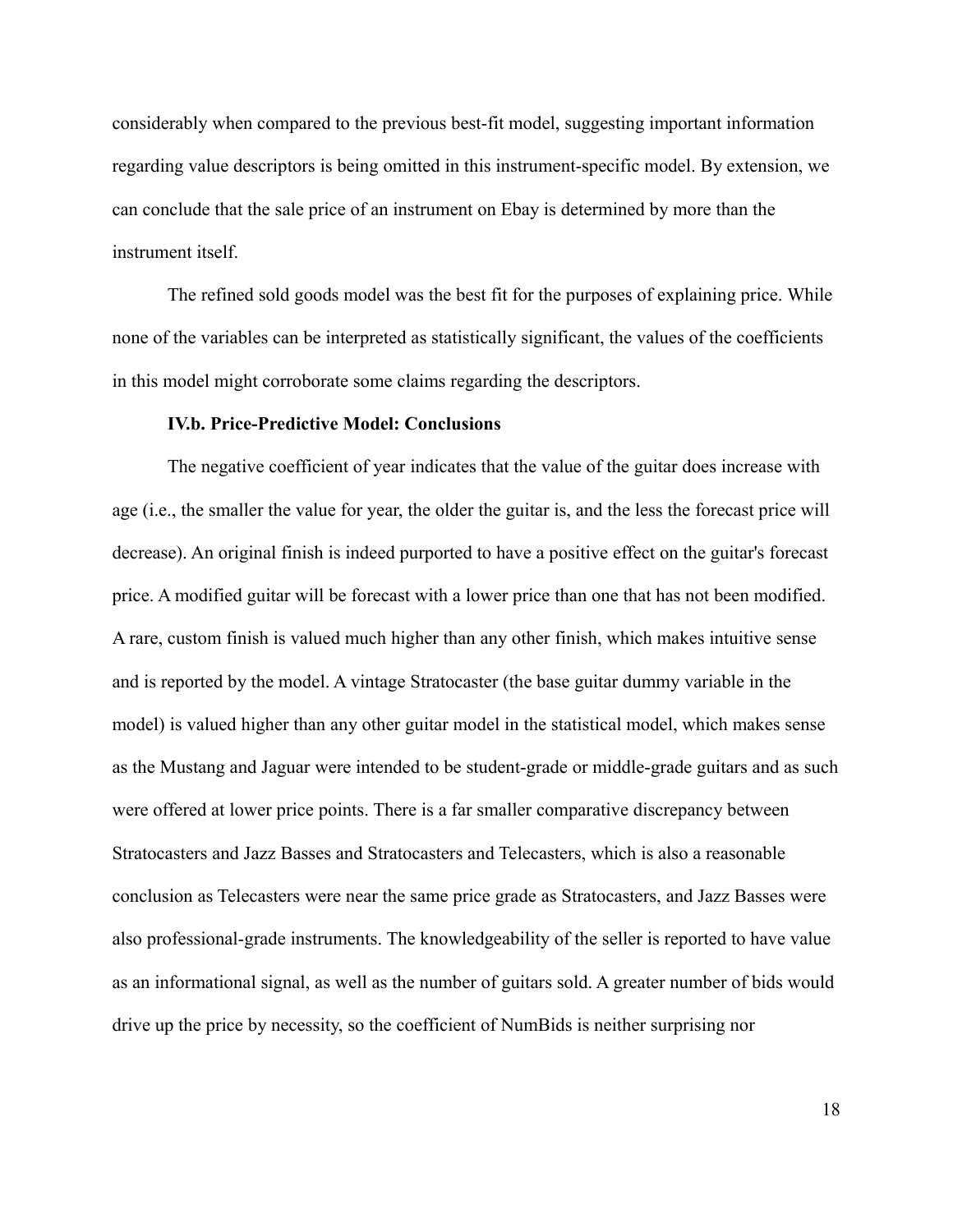considerably when compared to the previous best-fit model, suggesting important information regarding value descriptors is being omitted in this instrument-specific model. By extension, we can conclude that the sale price of an instrument on Ebay is determined by more than the instrument itself.

The refined sold goods model was the best fit for the purposes of explaining price. While none of the variables can be interpreted as statistically significant, the values of the coefficients in this model might corroborate some claims regarding the descriptors.

### IV.b. Price-Predictive Model: Conclusions

The negative coefficient of year indicates that the value of the guitar does increase with age (i.e., the smaller the value for year, the older the guitar is, and the less the forecast price will decrease). An original finish is indeed purported to have a positive effect on the guitar's forecast price. A modified guitar will be forecast with a lower price than one that has not been modified. A rare, custom finish is valued much higher than any other finish, which makes intuitive sense and is reported by the model. A vintage Stratocaster (the base guitar dummy variable in the model) is valued higher than any other guitar model in the statistical model, which makes sense as the Mustang and Jaguar were intended to be student-grade or middle-grade guitars and as such were offered at lower price points. There is a far smaller comparative discrepancy between Stratocasters and Jazz Basses and Stratocasters and Telecasters, which is also a reasonable conclusion as Telecasters were near the same price grade as Stratocasters, and Jazz Basses were also professional-grade instruments. The knowledgeability of the seller is reported to have value as an informational signal, as well as the number of guitars sold. A greater number of bids would drive up the price by necessity, so the coefficient of NumBids is neither surprising nor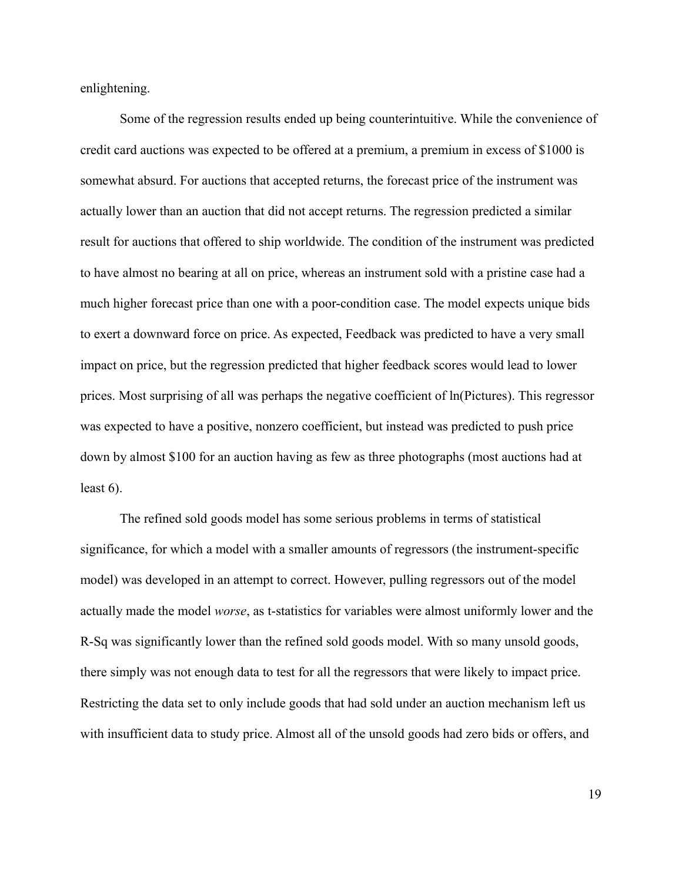enlightening.

Some of the regression results ended up being counterintuitive. While the convenience of credit card auctions was expected to be offered at a premium, a premium in excess of $1000 is somewhat absurd. For auctions that accepted returns, the forecast price of the instrument was actually lower than an auction that did not accept returns. The regression predicted a similar result for auctions that offered to ship worldwide. The condition of the instrument was predicted to have almost no bearing at all on price, whereas an instrument sold with a pristine case had a much higher forecast price than one with a poor-condition case. The model expects unique bids to exert a downward force on price. As expected, Feedback was predicted to have a very small impact on price, but the regression predicted that higher feedback scores would lead to lower prices. Most surprising of all was perhaps the negative coefficient of ln(Pictures). This regressor was expected to have a positive, nonzero coefficient, but instead was predicted to push price down by almost $100 for an auction having as few as three photographs (most auctions had at least 6).

The refined sold goods model has some serious problems in terms of statistical significance, for which a model with a smaller amounts of regressors (the instrument-specific model) was developed in an attempt to correct. However, pulling regressors out of the model actually made the model *worse*, as t-statistics for variables were almost uniformly lower and the R-Sq was significantly lower than the refined sold goods model. With so many unsold goods, there simply was not enough data to test for all the regressors that were likely to impact price. Restricting the data set to only include goods that had sold under an auction mechanism left us with insufficient data to study price. Almost all of the unsold goods had zero bids or offers, and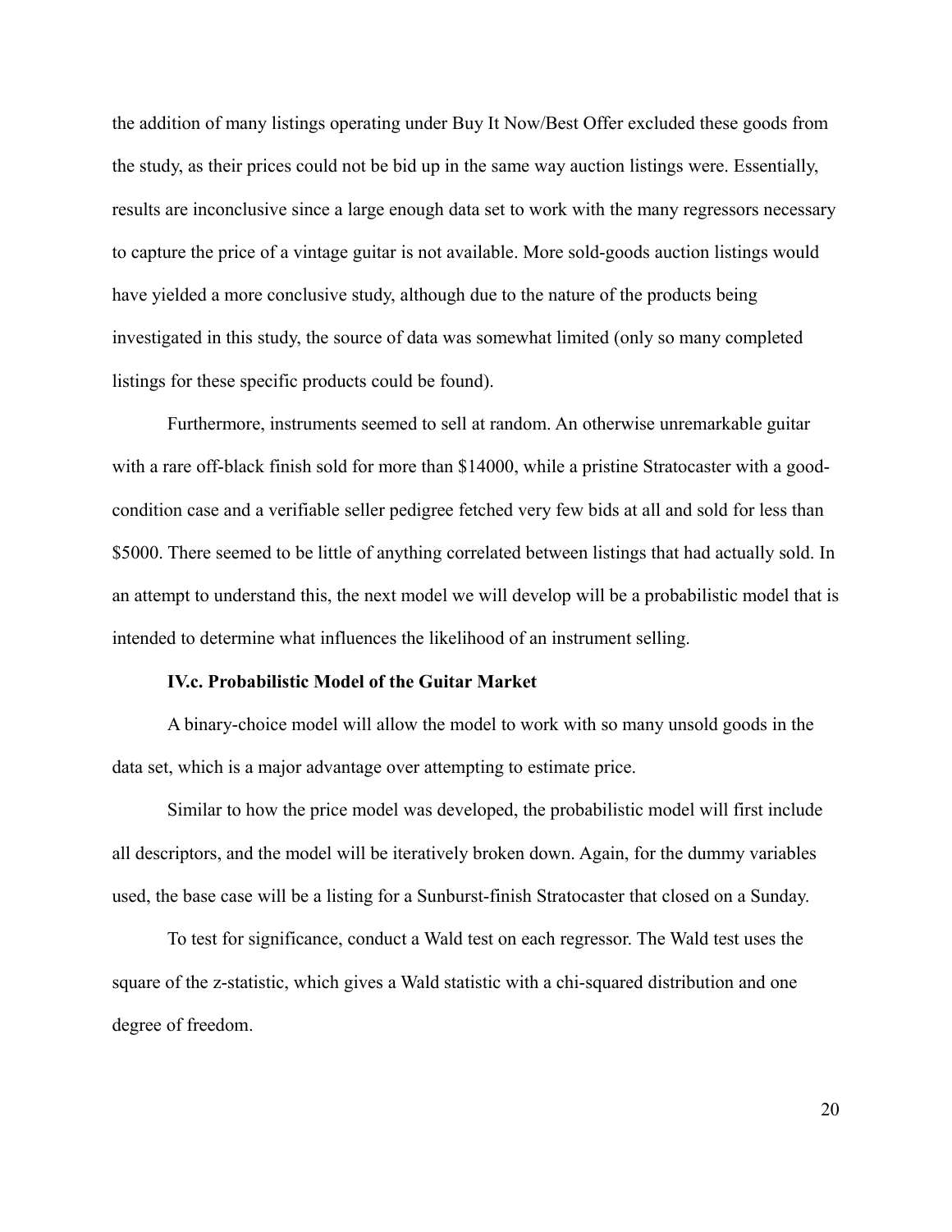the addition of many listings operating under Buy It Now/Best Offer excluded these goods from the study, as their prices could not be bid up in the same way auction listings were. Essentially, results are inconclusive since a large enough data set to work with the many regressors necessary to capture the price of a vintage guitar is not available. More sold-goods auction listings would have yielded a more conclusive study, although due to the nature of the products being investigated in this study, the source of data was somewhat limited (only so many completed listings for these specific products could be found).

Furthermore, instruments seemed to sell at random. An otherwise unremarkable guitar with a rare off-black finish sold for more than $14000, while a pristine Stratocaster with a good-condition case and a verifiable seller pedigree fetched very few bids at all and sold for less than $5000. There seemed to be little of anything correlated between listings that had actually sold. In an attempt to understand this, the next model we will develop will be a probabilistic model that is intended to determine what influences the likelihood of an instrument selling.

### IV.c. Probabilistic Model of the Guitar Market

A binary-choice model will allow the model to work with so many unsold goods in the data set, which is a major advantage over attempting to estimate price.

Similar to how the price model was developed, the probabilistic model will first include all descriptors, and the model will be iteratively broken down. Again, for the dummy variables used, the base case will be a listing for a Sunburst-finish Stratocaster that closed on a Sunday.

To test for significance, conduct a Wald test on each regressor. The Wald test uses the square of the z-statistic, which gives a Wald statistic with a chi-squared distribution and one degree of freedom.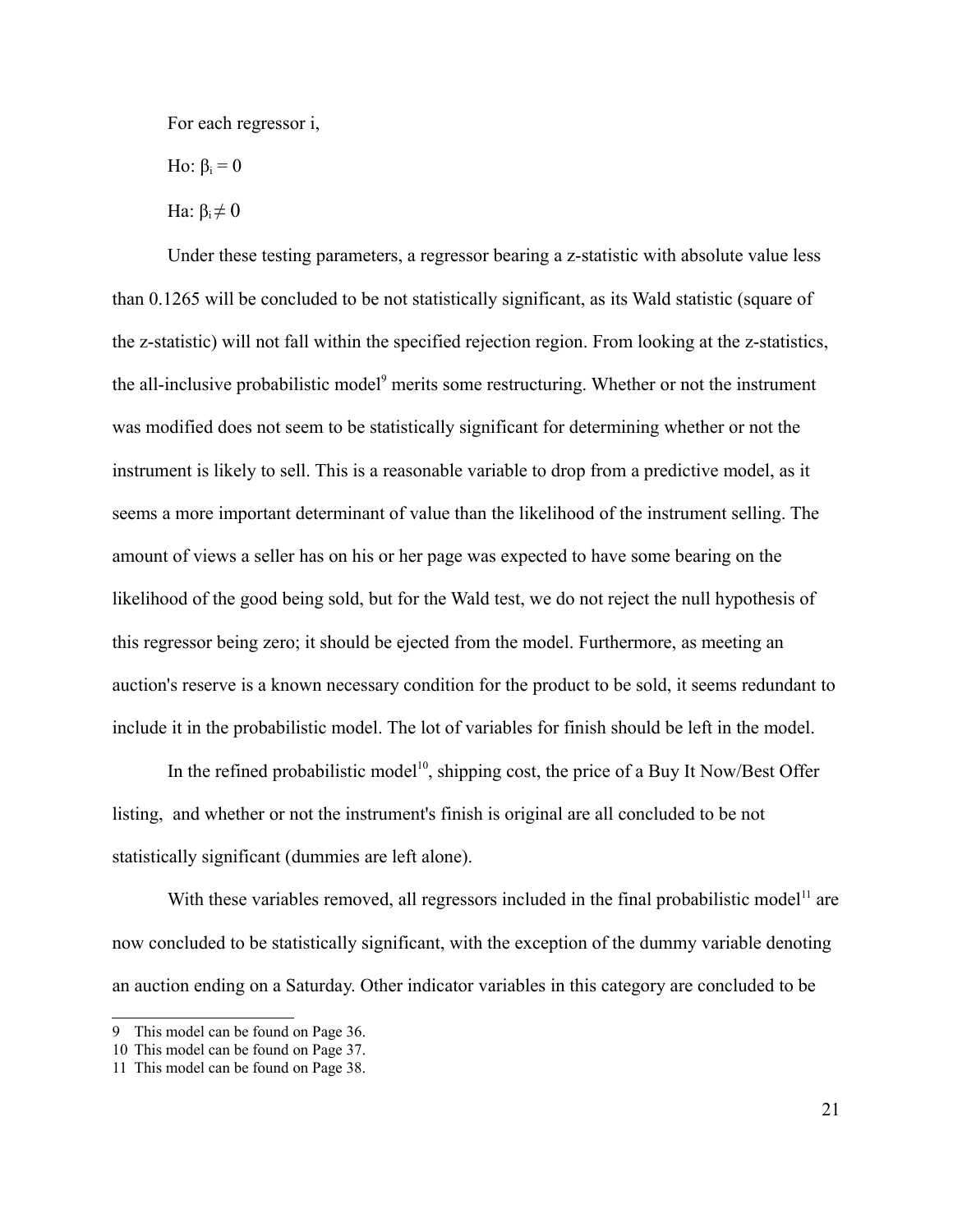For each regressor i,

Ho: $\beta_i = 0$

Ha: $\beta_i \neq 0$

Under these testing parameters, a regressor bearing a z-statistic with absolute value less than 0.1265 will be concluded to be not statistically significant, as its Wald statistic (square of the z-statistic) will not fall within the specified rejection region. From looking at the z-statistics, the all-inclusive probabilistic model[9] merits some restructuring. Whether or not the instrument was modified does not seem to be statistically significant for determining whether or not the instrument is likely to sell. This is a reasonable variable to drop from a predictive model, as it seems a more important determinant of value than the likelihood of the instrument selling. The amount of views a seller has on his or her page was expected to have some bearing on the likelihood of the good being sold, but for the Wald test, we do not reject the null hypothesis of this regressor being zero; it should be ejected from the model. Furthermore, as meeting an auction's reserve is a known necessary condition for the product to be sold, it seems redundant to include it in the probabilistic model. The lot of variables for finish should be left in the model.

In the refined probabilistic model[10], shipping cost, the price of a Buy It Now/Best Offer listing, and whether or not the instrument's finish is original are all concluded to be not statistically significant (dummies are left alone).

With these variables removed, all regressors included in the final probabilistic model[11] are now concluded to be statistically significant, with the exception of the dummy variable denoting an auction ending on a Saturday. Other indicator variables in this category are concluded to be

---

9 This model can be found on Page 36.

10 This model can be found on Page 37.

11 This model can be found on Page 38.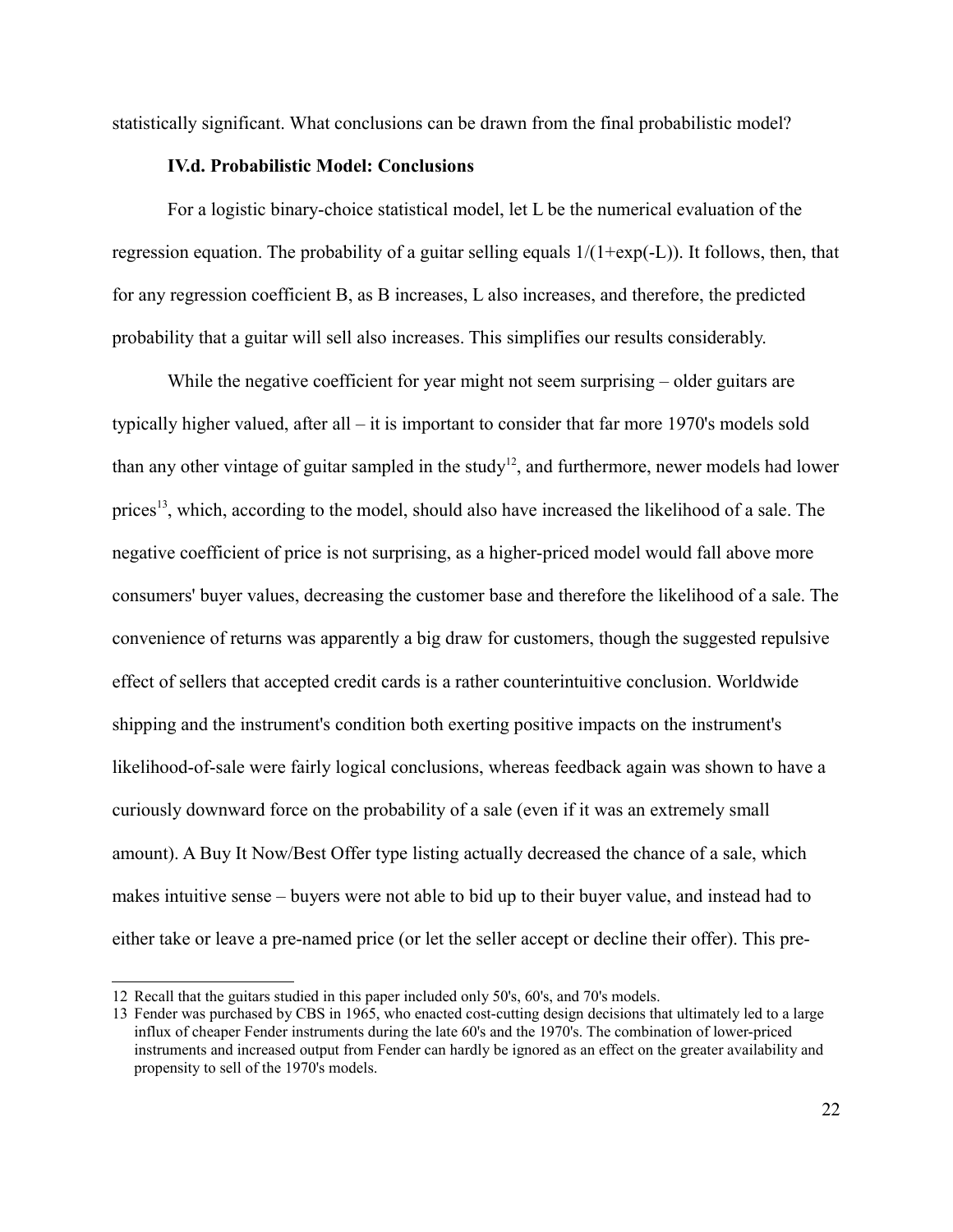statistically significant. What conclusions can be drawn from the final probabilistic model?

### IV.d. Probabilistic Model: Conclusions

For a logistic binary-choice statistical model, let L be the numerical evaluation of the regression equation. The probability of a guitar selling equals $1/(1+\exp(-L))$. It follows, then, that for any regression coefficient B, as B increases, L also increases, and therefore, the predicted probability that a guitar will sell also increases. This simplifies our results considerably.

While the negative coefficient for year might not seem surprising – older guitars are typically higher valued, after all – it is important to consider that far more 1970's models sold than any other vintage of guitar sampled in the study[12], and furthermore, newer models had lower prices[13], which, according to the model, should also have increased the likelihood of a sale. The negative coefficient of price is not surprising, as a higher-priced model would fall above more consumers' buyer values, decreasing the customer base and therefore the likelihood of a sale. The convenience of returns was apparently a big draw for customers, though the suggested repulsive effect of sellers that accepted credit cards is a rather counterintuitive conclusion. Worldwide shipping and the instrument's condition both exerting positive impacts on the instrument's likelihood-of-sale were fairly logical conclusions, whereas feedback again was shown to have a curiously downward force on the probability of a sale (even if it was an extremely small amount). A Buy It Now/Best Offer type listing actually decreased the chance of a sale, which makes intuitive sense – buyers were not able to bid up to their buyer value, and instead had to either take or leave a pre-named price (or let the seller accept or decline their offer). This pre-

---

12 Recall that the guitars studied in this paper included only 50's, 60's, and 70's models.

13 Fender was purchased by CBS in 1965, who enacted cost-cutting design decisions that ultimately led to a large influx of cheaper Fender instruments during the late 60's and the 1970's. The combination of lower-priced instruments and increased output from Fender can hardly be ignored as an effect on the greater availability and propensity to sell of the 1970's models.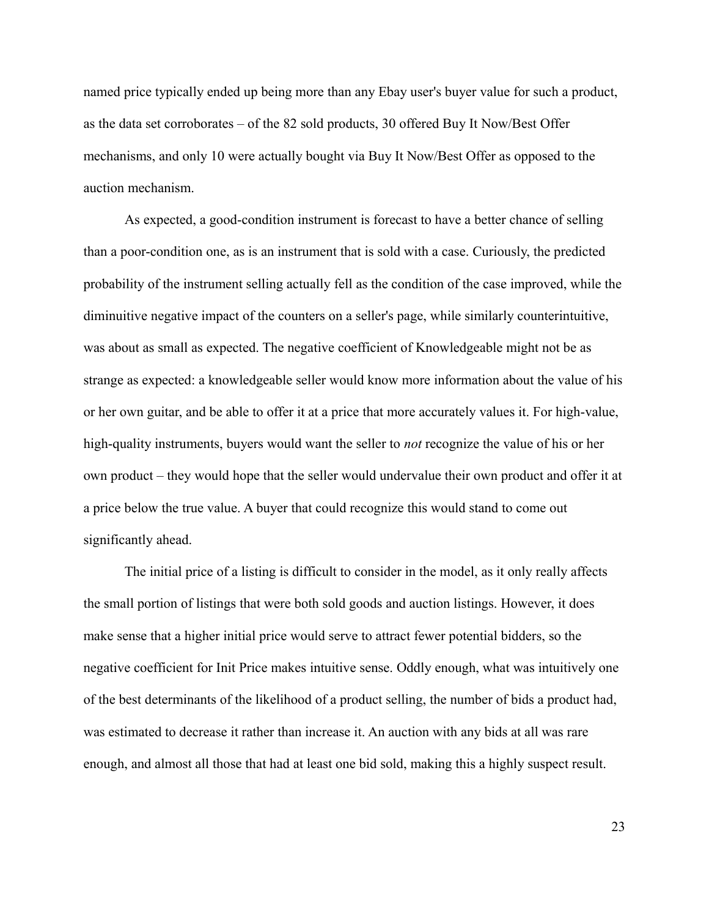named price typically ended up being more than any Ebay user's buyer value for such a product, as the data set corroborates – of the 82 sold products, 30 offered Buy It Now/Best Offer mechanisms, and only 10 were actually bought via Buy It Now/Best Offer as opposed to the auction mechanism.

As expected, a good-condition instrument is forecast to have a better chance of selling than a poor-condition one, as is an instrument that is sold with a case. Curiously, the predicted probability of the instrument selling actually fell as the condition of the case improved, while the diminuitive negative impact of the counters on a seller's page, while similarly counterintuitive, was about as small as expected. The negative coefficient of Knowledgeable might not be as strange as expected: a knowledgeable seller would know more information about the value of his or her own guitar, and be able to offer it at a price that more accurately values it. For high-value, high-quality instruments, buyers would want the seller to *not* recognize the value of his or her own product – they would hope that the seller would undervalue their own product and offer it at a price below the true value. A buyer that could recognize this would stand to come out significantly ahead.

The initial price of a listing is difficult to consider in the model, as it only really affects the small portion of listings that were both sold goods and auction listings. However, it does make sense that a higher initial price would serve to attract fewer potential bidders, so the negative coefficient for Init Price makes intuitive sense. Oddly enough, what was intuitively one of the best determinants of the likelihood of a product selling, the number of bids a product had, was estimated to decrease it rather than increase it. An auction with any bids at all was rare enough, and almost all those that had at least one bid sold, making this a highly suspect result.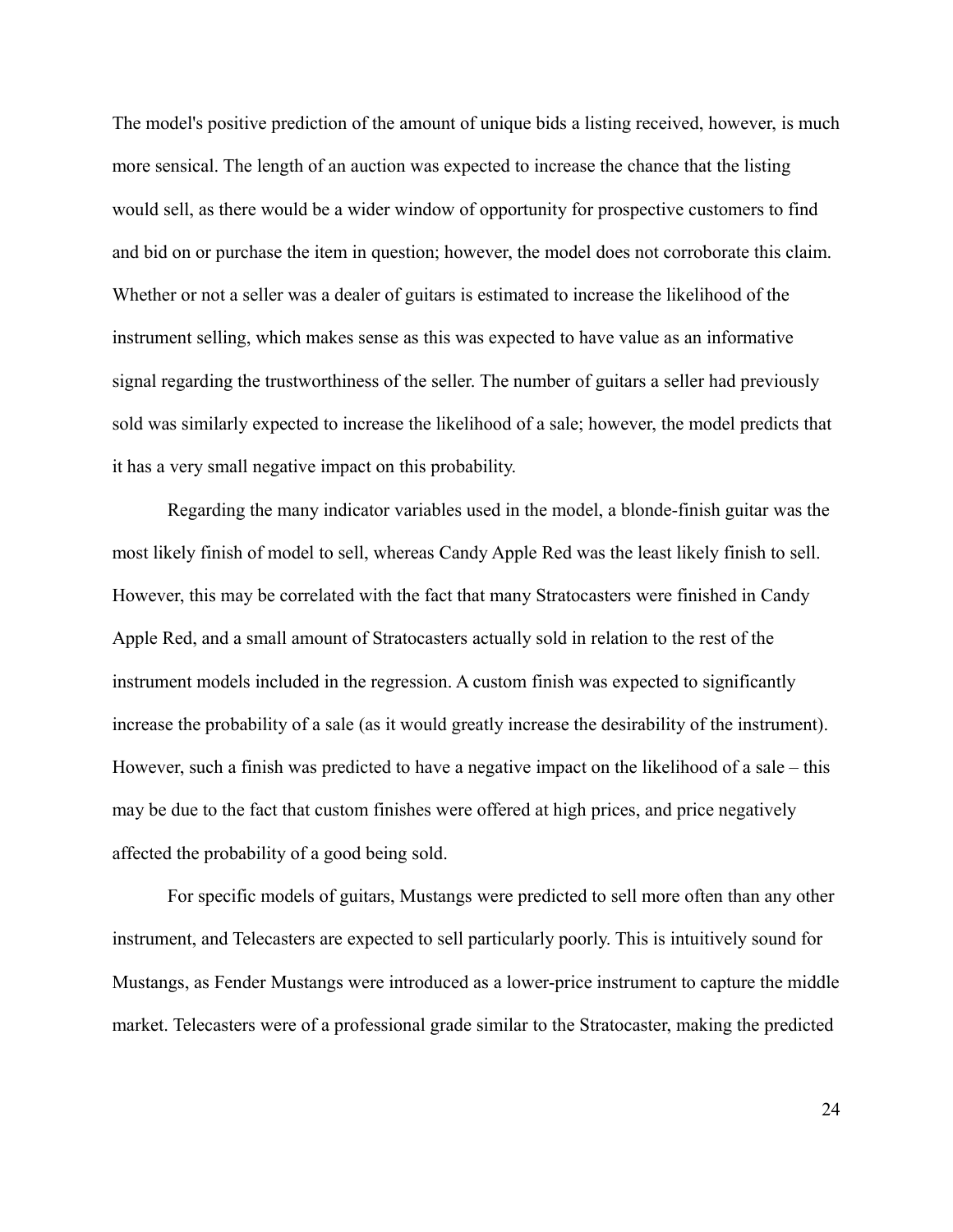The model's positive prediction of the amount of unique bids a listing received, however, is much more sensical. The length of an auction was expected to increase the chance that the listing would sell, as there would be a wider window of opportunity for prospective customers to find and bid on or purchase the item in question; however, the model does not corroborate this claim. Whether or not a seller was a dealer of guitars is estimated to increase the likelihood of the instrument selling, which makes sense as this was expected to have value as an informative signal regarding the trustworthiness of the seller. The number of guitars a seller had previously sold was similarly expected to increase the likelihood of a sale; however, the model predicts that it has a very small negative impact on this probability.

Regarding the many indicator variables used in the model, a blonde-finish guitar was the most likely finish of model to sell, whereas Candy Apple Red was the least likely finish to sell. However, this may be correlated with the fact that many Stratocasters were finished in Candy Apple Red, and a small amount of Stratocasters actually sold in relation to the rest of the instrument models included in the regression. A custom finish was expected to significantly increase the probability of a sale (as it would greatly increase the desirability of the instrument). However, such a finish was predicted to have a negative impact on the likelihood of a sale – this may be due to the fact that custom finishes were offered at high prices, and price negatively affected the probability of a good being sold.

For specific models of guitars, Mustangs were predicted to sell more often than any other instrument, and Telecasters are expected to sell particularly poorly. This is intuitively sound for Mustangs, as Fender Mustangs were introduced as a lower-price instrument to capture the middle market. Telecasters were of a professional grade similar to the Stratocaster, making the predicted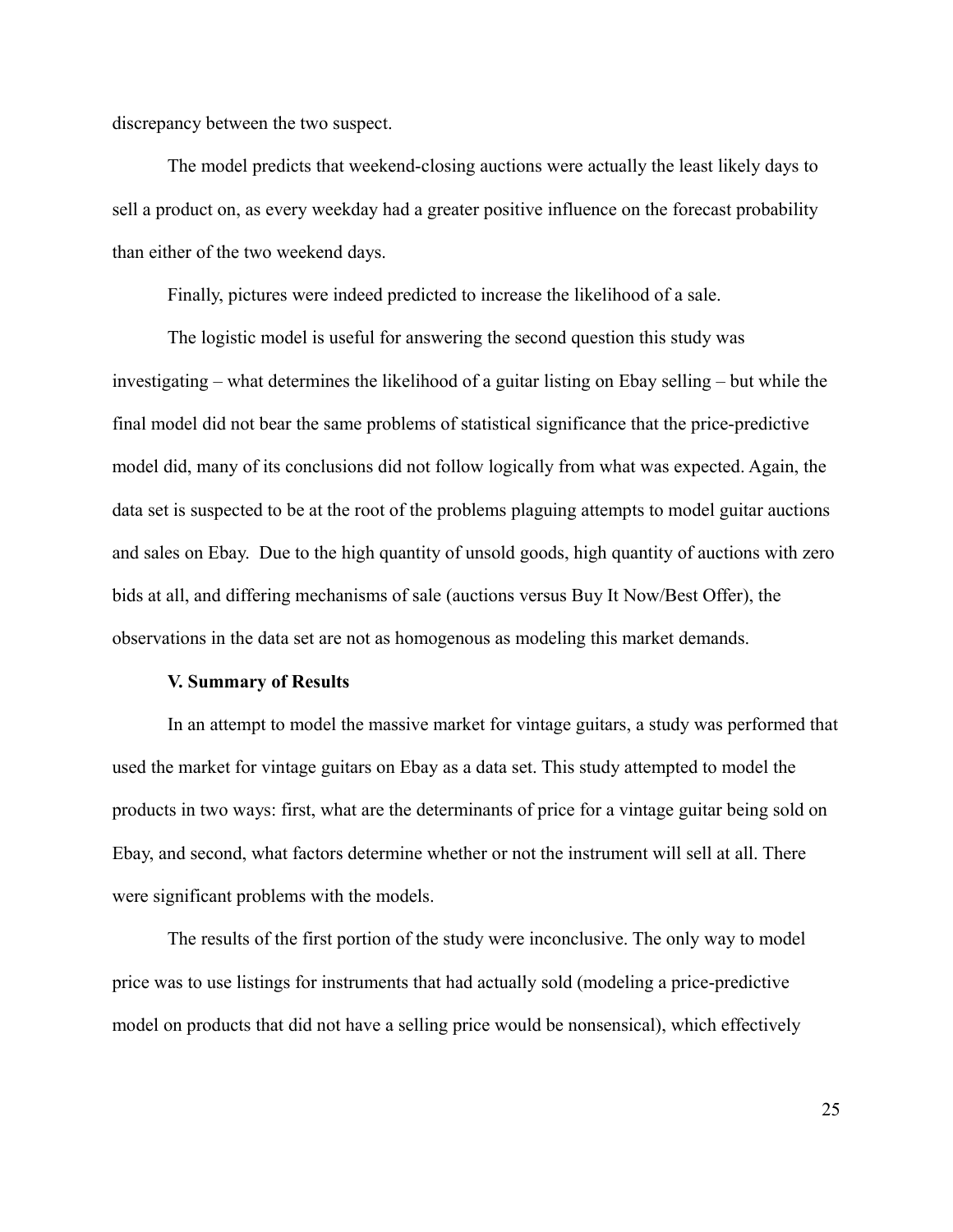discrepancy between the two suspect.

The model predicts that weekend-closing auctions were actually the least likely days to sell a product on, as every weekday had a greater positive influence on the forecast probability than either of the two weekend days.

Finally, pictures were indeed predicted to increase the likelihood of a sale.

The logistic model is useful for answering the second question this study was investigating – what determines the likelihood of a guitar listing on Ebay selling – but while the final model did not bear the same problems of statistical significance that the price-predictive model did, many of its conclusions did not follow logically from what was expected. Again, the data set is suspected to be at the root of the problems plaguing attempts to model guitar auctions and sales on Ebay. Due to the high quantity of unsold goods, high quantity of auctions with zero bids at all, and differing mechanisms of sale (auctions versus Buy It Now/Best Offer), the observations in the data set are not as homogenous as modeling this market demands.

## V. Summary of Results

In an attempt to model the massive market for vintage guitars, a study was performed that used the market for vintage guitars on Ebay as a data set. This study attempted to model the products in two ways: first, what are the determinants of price for a vintage guitar being sold on Ebay, and second, what factors determine whether or not the instrument will sell at all. There were significant problems with the models.

The results of the first portion of the study were inconclusive. The only way to model price was to use listings for instruments that had actually sold (modeling a price-predictive model on products that did not have a selling price would be nonsensical), which effectively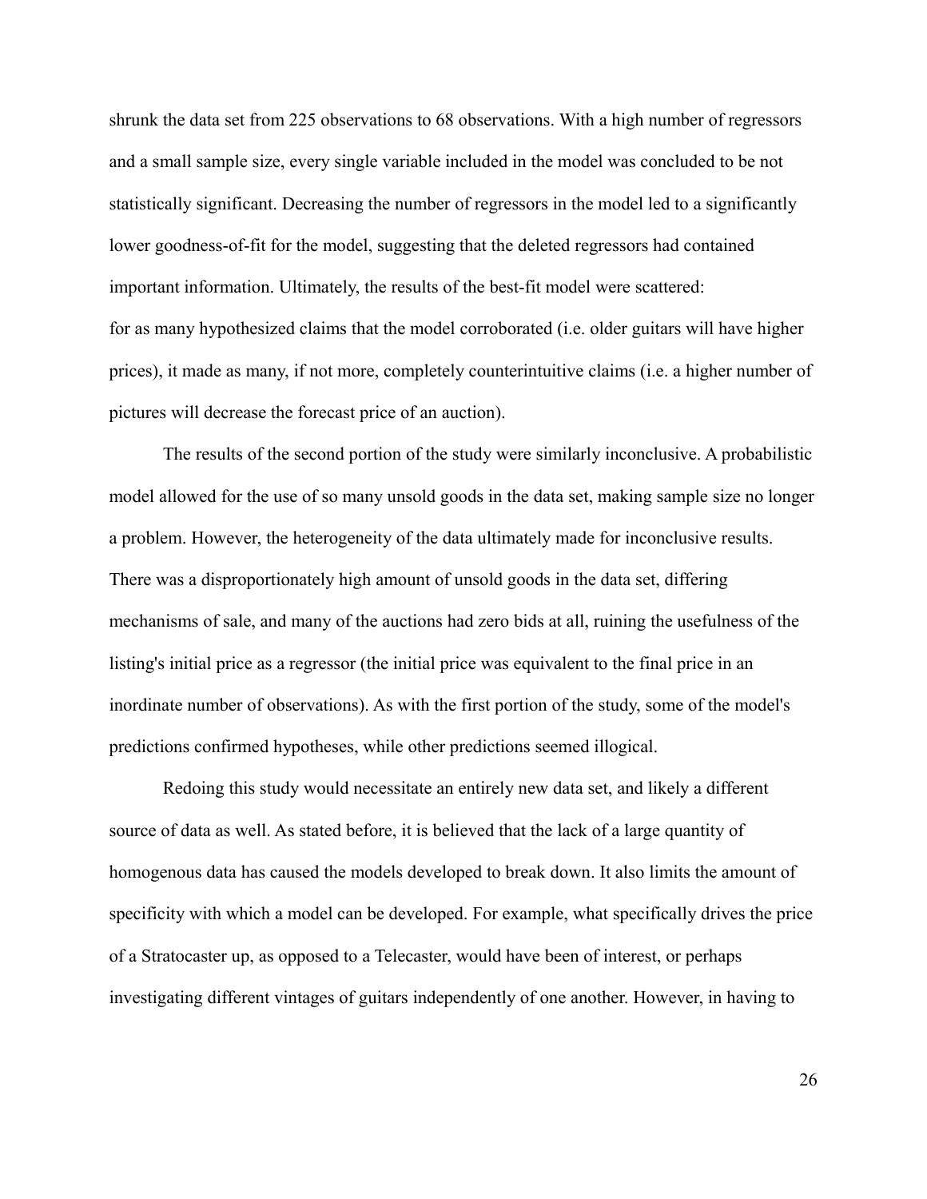shrunk the data set from 225 observations to 68 observations. With a high number of regressors and a small sample size, every single variable included in the model was concluded to be not statistically significant. Decreasing the number of regressors in the model led to a significantly lower goodness-of-fit for the model, suggesting that the deleted regressors had contained important information. Ultimately, the results of the best-fit model were scattered: for as many hypothesized claims that the model corroborated (i.e. older guitars will have higher prices), it made as many, if not more, completely counterintuitive claims (i.e. a higher number of pictures will decrease the forecast price of an auction).

The results of the second portion of the study were similarly inconclusive. A probabilistic model allowed for the use of so many unsold goods in the data set, making sample size no longer a problem. However, the heterogeneity of the data ultimately made for inconclusive results. There was a disproportionately high amount of unsold goods in the data set, differing mechanisms of sale, and many of the auctions had zero bids at all, ruining the usefulness of the listing's initial price as a regressor (the initial price was equivalent to the final price in an inordinate number of observations). As with the first portion of the study, some of the model's predictions confirmed hypotheses, while other predictions seemed illogical.

Redoing this study would necessitate an entirely new data set, and likely a different source of data as well. As stated before, it is believed that the lack of a large quantity of homogenous data has caused the models developed to break down. It also limits the amount of specificity with which a model can be developed. For example, what specifically drives the price of a Stratocaster up, as opposed to a Telecaster, would have been of interest, or perhaps investigating different vintages of guitars independently of one another. However, in having to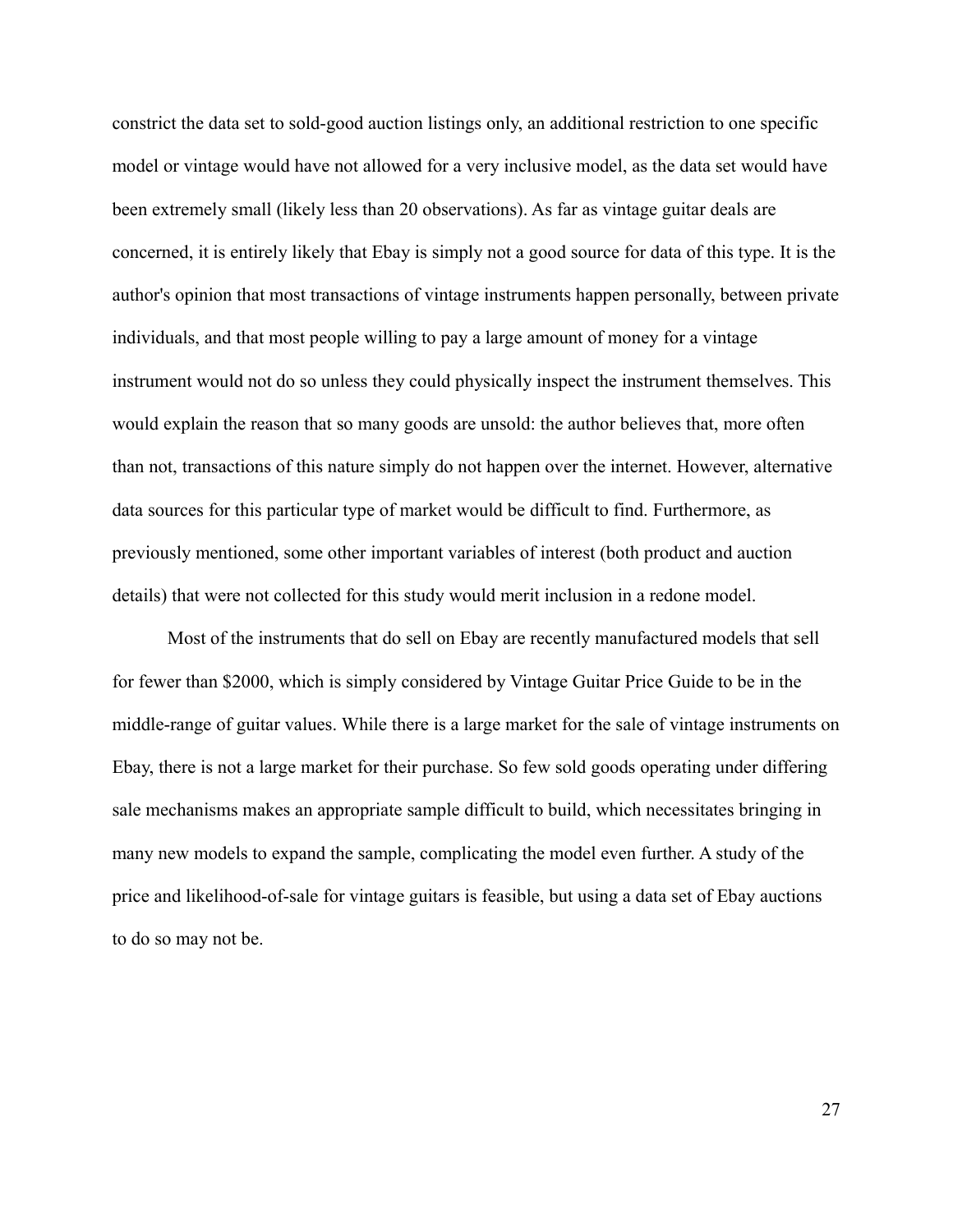constrict the data set to sold-good auction listings only, an additional restriction to one specific model or vintage would have not allowed for a very inclusive model, as the data set would have been extremely small (likely less than 20 observations). As far as vintage guitar deals are concerned, it is entirely likely that Ebay is simply not a good source for data of this type. It is the author's opinion that most transactions of vintage instruments happen personally, between private individuals, and that most people willing to pay a large amount of money for a vintage instrument would not do so unless they could physically inspect the instrument themselves. This would explain the reason that so many goods are unsold: the author believes that, more often than not, transactions of this nature simply do not happen over the internet. However, alternative data sources for this particular type of market would be difficult to find. Furthermore, as previously mentioned, some other important variables of interest (both product and auction details) that were not collected for this study would merit inclusion in a redone model.

Most of the instruments that do sell on Ebay are recently manufactured models that sell for fewer than $2000, which is simply considered by Vintage Guitar Price Guide to be in the middle-range of guitar values. While there is a large market for the sale of vintage instruments on Ebay, there is not a large market for their purchase. So few sold goods operating under differing sale mechanisms makes an appropriate sample difficult to build, which necessitates bringing in many new models to expand the sample, complicating the model even further. A study of the price and likelihood-of-sale for vintage guitars is feasible, but using a data set of Ebay auctions to do so may not be.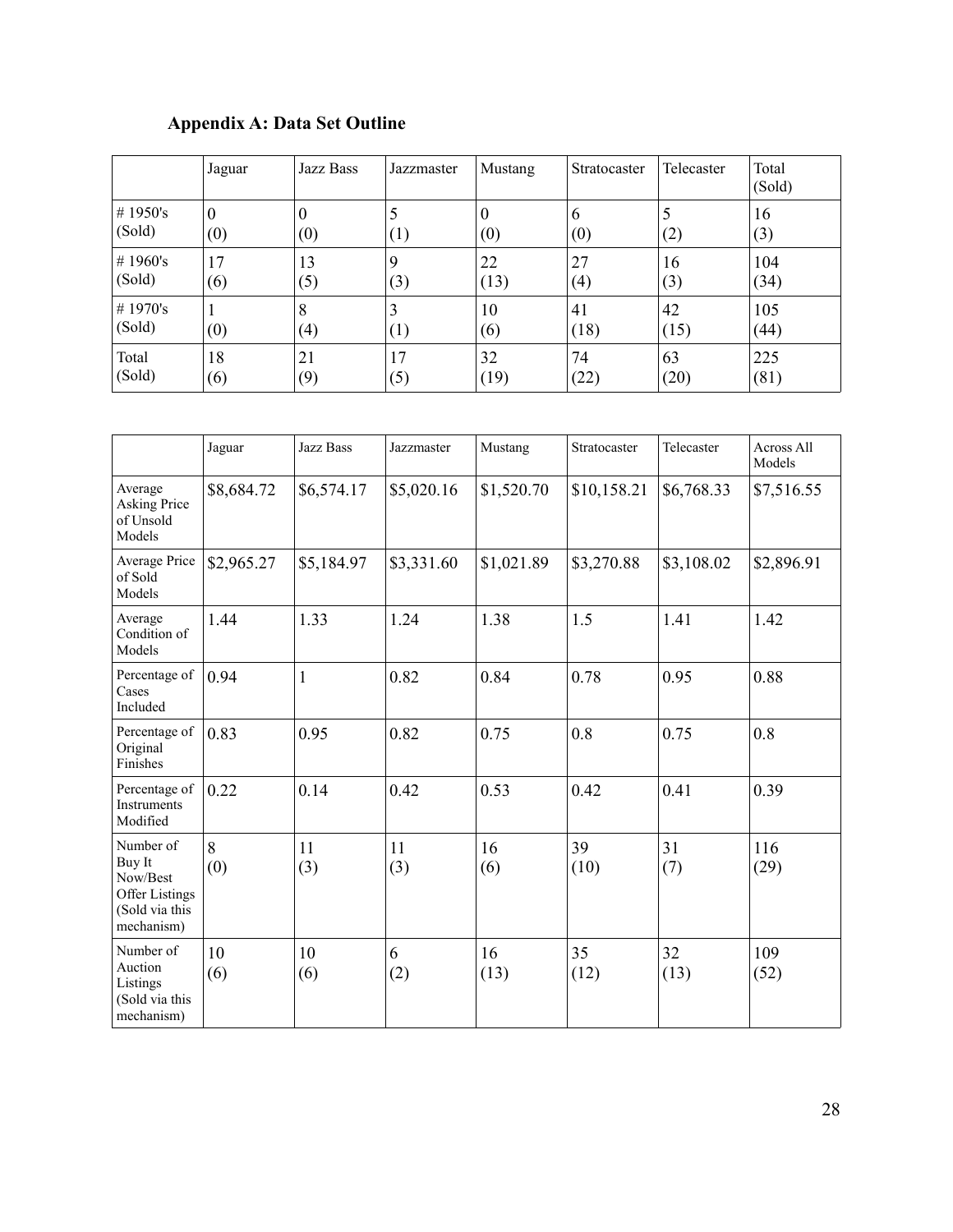## Appendix A: Data Set Outline

| | Jaguar | Jazz Bass | Jazzmaster | Mustang | Stratocaster | Telecaster | Total (Sold) |
|---|---|---|---|---|---|---|---|
| # 1950's (Sold) | 0 (0) | 0 (0) | 5 (1) | 0 (0) | 6 (0) | 5 (2) | 16 (3) |
| # 1960's (Sold) | 17 (6) | 13 (5) | 9 (3) | 22 (13) | 27 (4) | 16 (3) | 104 (34) |
| # 1970's (Sold) | 1 (0) | 8 (4) | 3 (1) | 10 (6) | 41 (18) | 42 (15) | 105 (44) |
| Total (Sold) | 18 (6) | 21 (9) | 17 (5) | 32 (19) | 74 (22) | 63 (20) | 225 (81) |

| | Jaguar | Jazz Bass | Jazzmaster | Mustang | Stratocaster | Telecaster | Across All Models |
|---|---|---|---|---|---|---|---|
| Average Asking Price of Unsold Models | $8,684.72 | $6,574.17 | $5,020.16 | $1,520.70 | $10,158.21 | $6,768.33 | $7,516.55 |
| Average Price of Sold Models | $2,965.27 | $5,184.97 | $3,331.60 | $1,021.89 | $3,270.88 | $3,108.02 | $2,896.91 |
| Average Condition of Models | 1.44 | 1.33 | 1.24 | 1.38 | 1.5 | 1.41 | 1.42 |
| Percentage of Cases Included | 0.94 | 1 | 0.82 | 0.84 | 0.78 | 0.95 | 0.88 |
| Percentage of Original Finishes | 0.83 | 0.95 | 0.82 | 0.75 | 0.8 | 0.75 | 0.8 |
| Percentage of Instruments Modified | 0.22 | 0.14 | 0.42 | 0.53 | 0.42 | 0.41 | 0.39 |
| Number of Buy It Now/Best Offer Listings (Sold via this mechanism) | 8 (0) | 11 (3) | 11 (3) | 16 (6) | 39 (10) | 31 (7) | 116 (29) |
| Number of Auction Listings (Sold via this mechanism) | 10 (6) | 10 (6) | 6 (2) | 16 (13) | 35 (12) | 32 (13) | 109 (52) |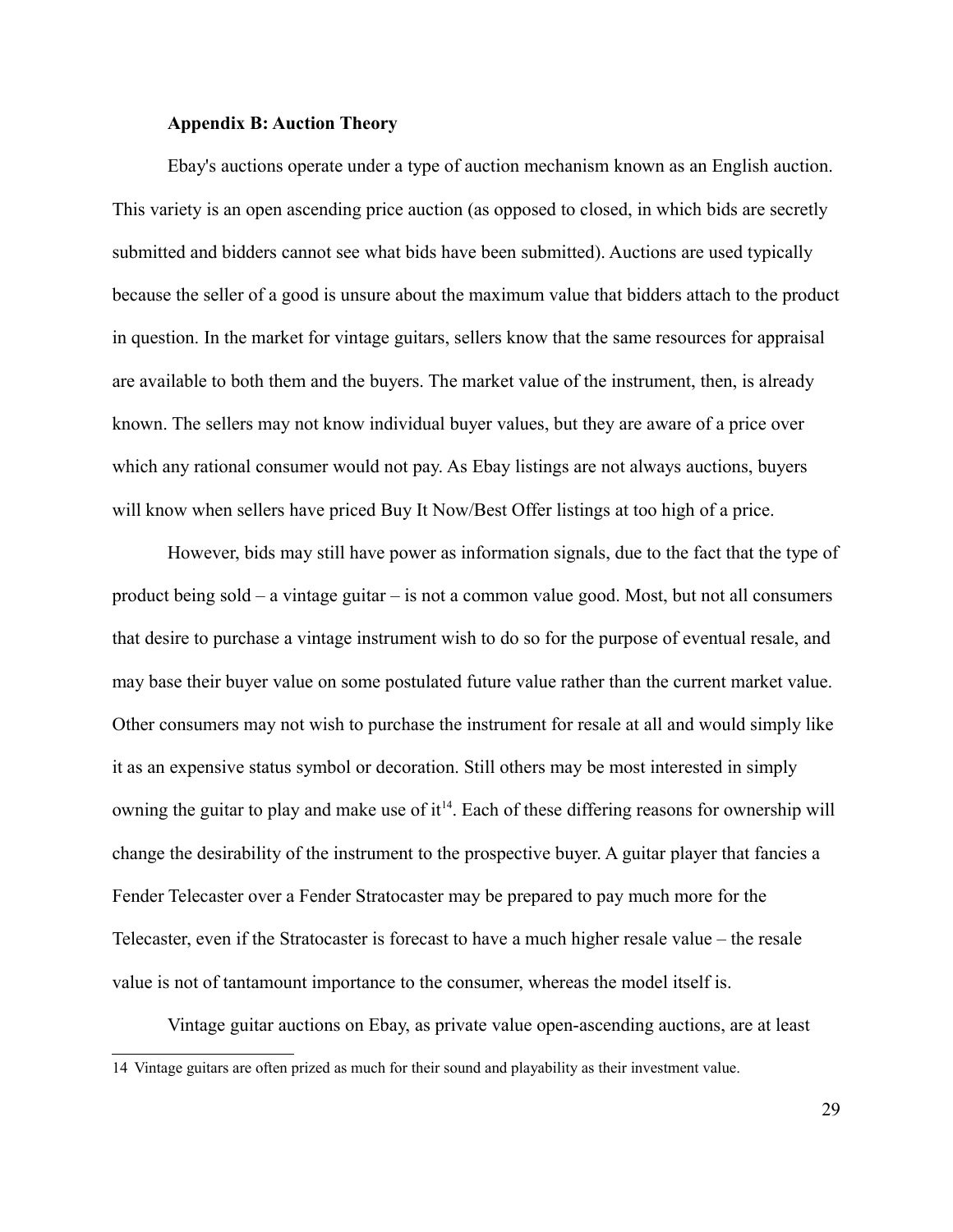### Appendix B: Auction Theory

Ebay's auctions operate under a type of auction mechanism known as an English auction. This variety is an open ascending price auction (as opposed to closed, in which bids are secretly submitted and bidders cannot see what bids have been submitted). Auctions are used typically because the seller of a good is unsure about the maximum value that bidders attach to the product in question. In the market for vintage guitars, sellers know that the same resources for appraisal are available to both them and the buyers. The market value of the instrument, then, is already known. The sellers may not know individual buyer values, but they are aware of a price over which any rational consumer would not pay. As Ebay listings are not always auctions, buyers will know when sellers have priced Buy It Now/Best Offer listings at too high of a price.

However, bids may still have power as information signals, due to the fact that the type of product being sold – a vintage guitar – is not a common value good. Most, but not all consumers that desire to purchase a vintage instrument wish to do so for the purpose of eventual resale, and may base their buyer value on some postulated future value rather than the current market value. Other consumers may not wish to purchase the instrument for resale at all and would simply like it as an expensive status symbol or decoration. Still others may be most interested in simply owning the guitar to play and make use of it[14]. Each of these differing reasons for ownership will change the desirability of the instrument to the prospective buyer. A guitar player that fancies a Fender Telecaster over a Fender Stratocaster may be prepared to pay much more for the Telecaster, even if the Stratocaster is forecast to have a much higher resale value – the resale value is not of tantamount importance to the consumer, whereas the model itself is.

Vintage guitar auctions on Ebay, as private value open-ascending auctions, are at least

---

14 Vintage guitars are often prized as much for their sound and playability as their investment value.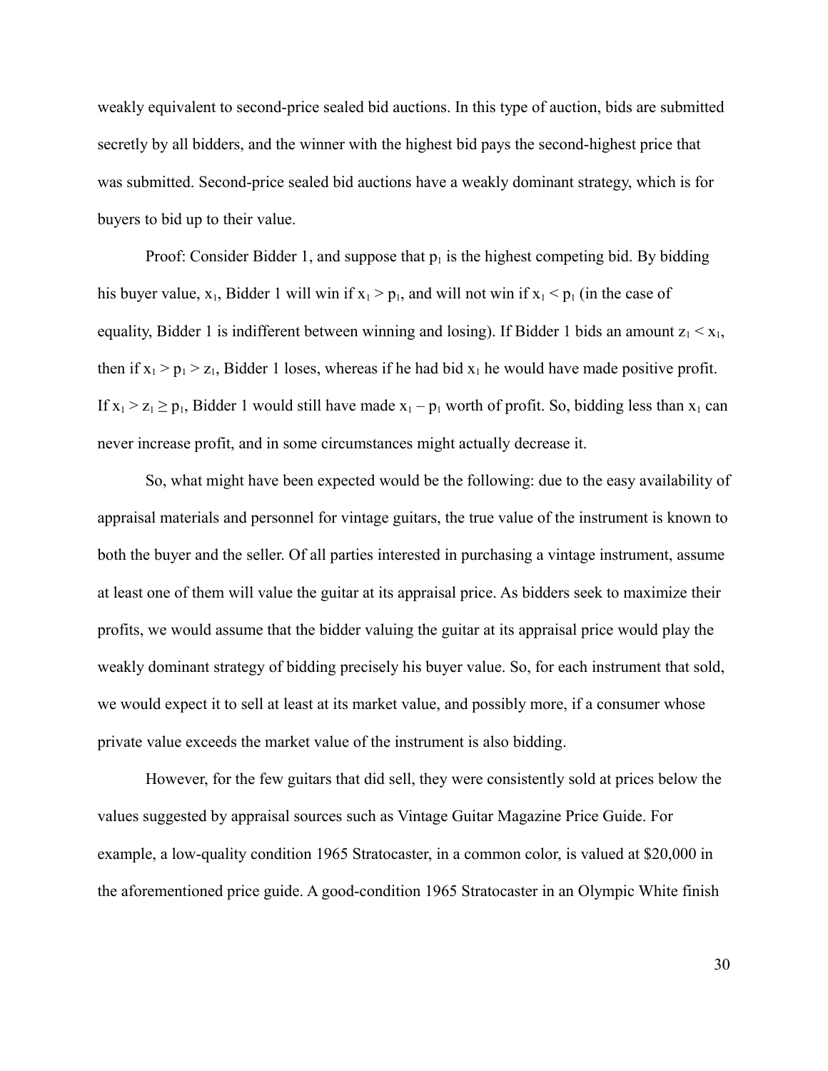weakly equivalent to second-price sealed bid auctions. In this type of auction, bids are submitted secretly by all bidders, and the winner with the highest bid pays the second-highest price that was submitted. Second-price sealed bid auctions have a weakly dominant strategy, which is for buyers to bid up to their value.

Proof: Consider Bidder 1, and suppose that $p_1$ is the highest competing bid. By bidding his buyer value, $x_1$, Bidder 1 will win if $x_1 > p_1$, and will not win if $x_1 < p_1$ (in the case of equality, Bidder 1 is indifferent between winning and losing). If Bidder 1 bids an amount $z_1 < x_1$, then if $x_1 > p_1 > z_1$, Bidder 1 loses, whereas if he had bid $x_1$ he would have made positive profit. If $x_1 > z_1 \geq p_1$, Bidder 1 would still have made $x_1 - p_1$ worth of profit. So, bidding less than $x_1$ can never increase profit, and in some circumstances might actually decrease it.

So, what might have been expected would be the following: due to the easy availability of appraisal materials and personnel for vintage guitars, the true value of the instrument is known to both the buyer and the seller. Of all parties interested in purchasing a vintage instrument, assume at least one of them will value the guitar at its appraisal price. As bidders seek to maximize their profits, we would assume that the bidder valuing the guitar at its appraisal price would play the weakly dominant strategy of bidding precisely his buyer value. So, for each instrument that sold, we would expect it to sell at least at its market value, and possibly more, if a consumer whose private value exceeds the market value of the instrument is also bidding.

However, for the few guitars that did sell, they were consistently sold at prices below the values suggested by appraisal sources such as Vintage Guitar Magazine Price Guide. For example, a low-quality condition 1965 Stratocaster, in a common color, is valued at $20,000 in the aforementioned price guide. A good-condition 1965 Stratocaster in an Olympic White finish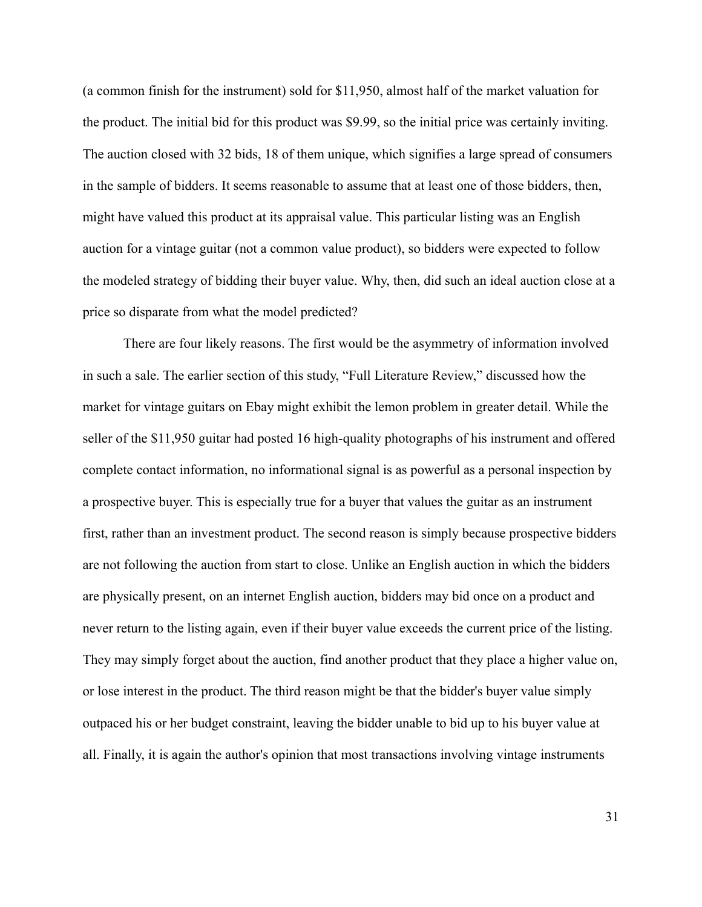(a common finish for the instrument) sold for $11,950, almost half of the market valuation for the product. The initial bid for this product was $9.99, so the initial price was certainly inviting. The auction closed with 32 bids, 18 of them unique, which signifies a large spread of consumers in the sample of bidders. It seems reasonable to assume that at least one of those bidders, then, might have valued this product at its appraisal value. This particular listing was an English auction for a vintage guitar (not a common value product), so bidders were expected to follow the modeled strategy of bidding their buyer value. Why, then, did such an ideal auction close at a price so disparate from what the model predicted?

There are four likely reasons. The first would be the asymmetry of information involved in such a sale. The earlier section of this study, "Full Literature Review," discussed how the market for vintage guitars on Ebay might exhibit the lemon problem in greater detail. While the seller of the $11,950 guitar had posted 16 high-quality photographs of his instrument and offered complete contact information, no informational signal is as powerful as a personal inspection by a prospective buyer. This is especially true for a buyer that values the guitar as an instrument first, rather than an investment product. The second reason is simply because prospective bidders are not following the auction from start to close. Unlike an English auction in which the bidders are physically present, on an internet English auction, bidders may bid once on a product and never return to the listing again, even if their buyer value exceeds the current price of the listing. They may simply forget about the auction, find another product that they place a higher value on, or lose interest in the product. The third reason might be that the bidder's buyer value simply outpaced his or her budget constraint, leaving the bidder unable to bid up to his buyer value at all. Finally, it is again the author's opinion that most transactions involving vintage instruments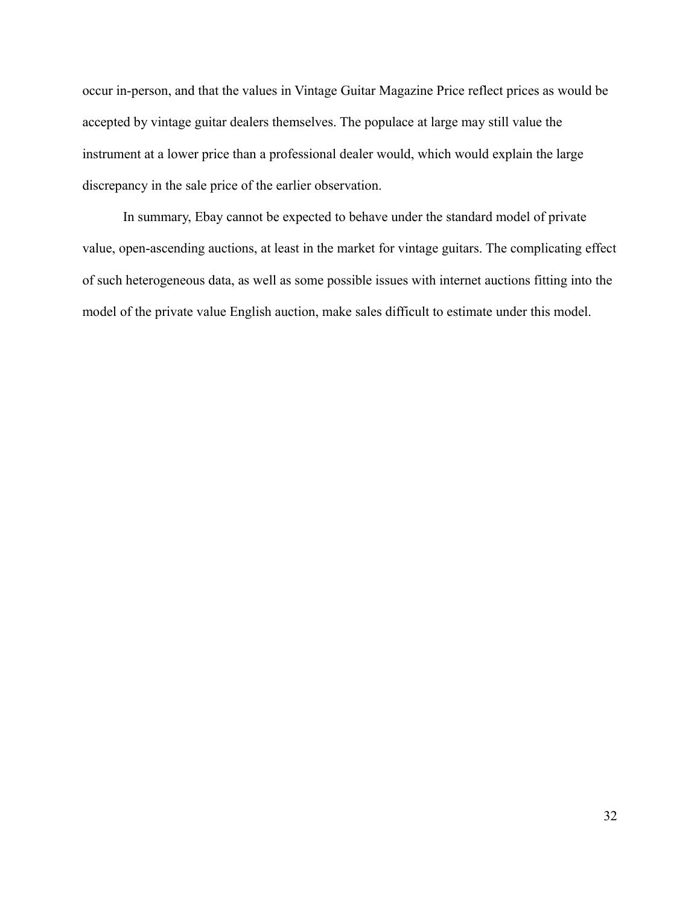occur in-person, and that the values in Vintage Guitar Magazine Price reflect prices as would be accepted by vintage guitar dealers themselves. The populace at large may still value the instrument at a lower price than a professional dealer would, which would explain the large discrepancy in the sale price of the earlier observation.

In summary, Ebay cannot be expected to behave under the standard model of private value, open-ascending auctions, at least in the market for vintage guitars. The complicating effect of such heterogeneous data, as well as some possible issues with internet auctions fitting into the model of the private value English auction, make sales difficult to estimate under this model.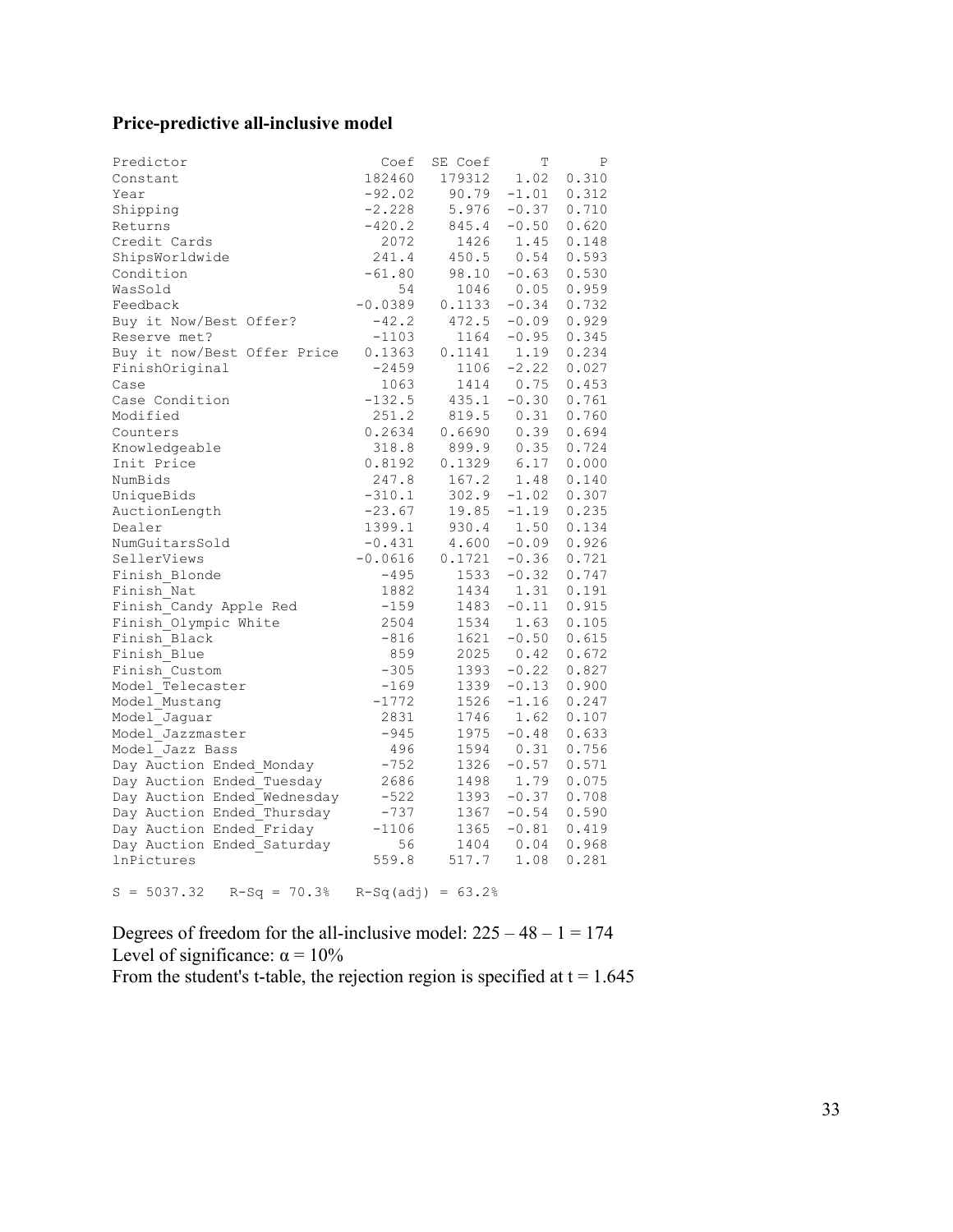**Price-predictive all-inclusive model**

| Predictor | Coef | SE Coef | T | P |
|---|---|---|---|---|
| Constant | 182460 | 179312 | 1.02 | 0.310 |
| Year | -92.02 | 90.79 | -1.01 | 0.312 |
| Shipping | -2.228 | 5.976 | -0.37 | 0.710 |
| Returns | -420.2 | 845.4 | -0.50 | 0.620 |
| Credit Cards | 2072 | 1426 | 1.45 | 0.148 |
| ShipsWorldwide | 241.4 | 450.5 | 0.54 | 0.593 |
| Condition | -61.80 | 98.10 | -0.63 | 0.530 |
| WasSold | 54 | 1046 | 0.05 | 0.959 |
| Feedback | -0.0389 | 0.1133 | -0.34 | 0.732 |
| Buy it Now/Best Offer? | -42.2 | 472.5 | -0.09 | 0.929 |
| Reserve met? | -1103 | 1164 | -0.95 | 0.345 |
| Buy it now/Best Offer Price | 0.1363 | 0.1141 | 1.19 | 0.234 |
| FinishOriginal | -2459 | 1106 | -2.22 | 0.027 |
| Case | 1063 | 1414 | 0.75 | 0.453 |
| Case Condition | -132.5 | 435.1 | -0.30 | 0.761 |
| Modified | 251.2 | 819.5 | 0.31 | 0.760 |
| Counters | 0.2634 | 0.6690 | 0.39 | 0.694 |
| Knowledgeable | 318.8 | 899.9 | 0.35 | 0.724 |
| Init Price | 0.8192 | 0.1329 | 6.17 | 0.000 |
| NumBids | 247.8 | 167.2 | 1.48 | 0.140 |
| UniqueBids | -310.1 | 302.9 | -1.02 | 0.307 |
| AuctionLength | -23.67 | 19.85 | -1.19 | 0.235 |
| Dealer | 1399.1 | 930.4 | 1.50 | 0.134 |
| NumGuitarsSold | -0.431 | 4.600 | -0.09 | 0.926 |
| SellerViews | -0.0616 | 0.1721 | -0.36 | 0.721 |
| Finish_Blonde | -495 | 1533 | -0.32 | 0.747 |
| Finish_Nat | 1882 | 1434 | 1.31 | 0.191 |
| Finish_Candy Apple Red | -159 | 1483 | -0.11 | 0.915 |
| Finish_Olympic White | 2504 | 1534 | 1.63 | 0.105 |
| Finish_Black | -816 | 1621 | -0.50 | 0.615 |
| Finish_Blue | 859 | 2025 | 0.42 | 0.672 |
| Finish_Custom | -305 | 1393 | -0.22 | 0.827 |
| Model_Telecaster | -169 | 1339 | -0.13 | 0.900 |
| Model_Mustang | -1772 | 1526 | -1.16 | 0.247 |
| Model_Jaguar | 2831 | 1746 | 1.62 | 0.107 |
| Model_Jazzmaster | -945 | 1975 | -0.48 | 0.633 |
| Model_Jazz Bass | 496 | 1594 | 0.31 | 0.756 |
| Day Auction Ended_Monday | -752 | 1326 | -0.57 | 0.571 |
| Day Auction Ended_Tuesday | 2686 | 1498 | 1.79 | 0.075 |
| Day Auction Ended_Wednesday | -522 | 1393 | -0.37 | 0.708 |
| Day Auction Ended_Thursday | -737 | 1367 | -0.54 | 0.590 |
| Day Auction Ended_Friday | -1106 | 1365 | -0.81 | 0.419 |
| Day Auction Ended_Saturday | 56 | 1404 | 0.04 | 0.968 |
| lnPictures | 559.8 | 517.7 | 1.08 | 0.281 |

S = 5037.32   R-Sq = 70.3%   R-Sq(adj) = 63.2%

Degrees of freedom for the all-inclusive model: 225 – 48 – 1 = 174

Level of significance: $\alpha = 10\%$

From the student's t-table, the rejection region is specified at $t = 1.645$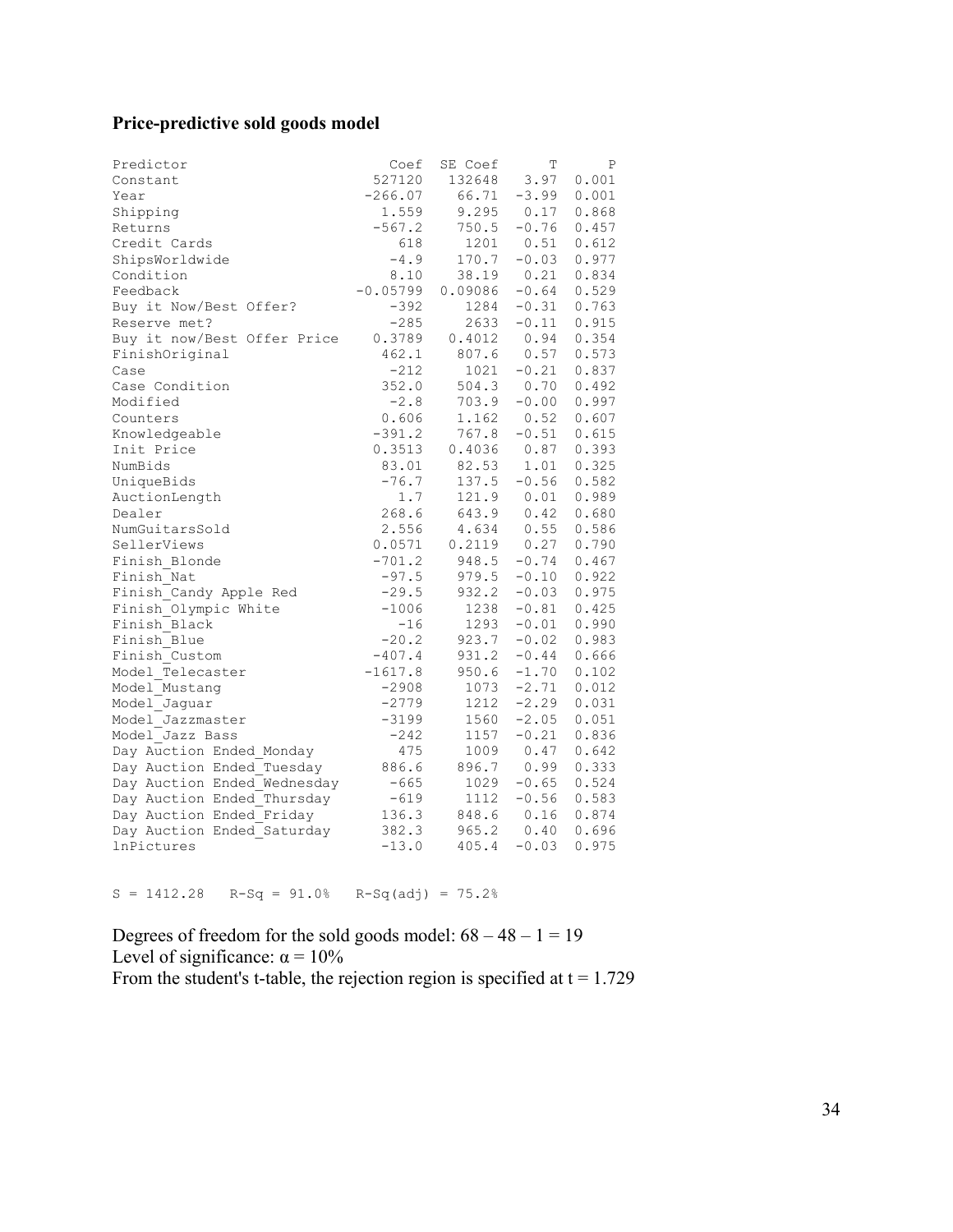### Price-predictive sold goods model

| Predictor | Coef | SE Coef | T | P |
|---|---|---|---|---|
| Constant | 527120 | 132648 | 3.97 | 0.001 |
| Year | -266.07 | 66.71 | -3.99 | 0.001 |
| Shipping | 1.559 | 9.295 | 0.17 | 0.868 |
| Returns | -567.2 | 750.5 | -0.76 | 0.457 |
| Credit Cards | 618 | 1201 | 0.51 | 0.612 |
| ShipsWorldwide | -4.9 | 170.7 | -0.03 | 0.977 |
| Condition | 8.10 | 38.19 | 0.21 | 0.834 |
| Feedback | -0.05799 | 0.09086 | -0.64 | 0.529 |
| Buy it Now/Best Offer? | -392 | 1284 | -0.31 | 0.763 |
| Reserve met? | -285 | 2633 | -0.11 | 0.915 |
| Buy it now/Best Offer Price | 0.3789 | 0.4012 | 0.94 | 0.354 |
| FinishOriginal | 462.1 | 807.6 | 0.57 | 0.573 |
| Case | -212 | 1021 | -0.21 | 0.837 |
| Case Condition | 352.0 | 504.3 | 0.70 | 0.492 |
| Modified | -2.8 | 703.9 | -0.00 | 0.997 |
| Counters | 0.606 | 1.162 | 0.52 | 0.607 |
| Knowledgeable | -391.2 | 767.8 | -0.51 | 0.615 |
| Init Price | 0.3513 | 0.4036 | 0.87 | 0.393 |
| NumBids | 83.01 | 82.53 | 1.01 | 0.325 |
| UniqueBids | -76.7 | 137.5 | -0.56 | 0.582 |
| AuctionLength | 1.7 | 121.9 | 0.01 | 0.989 |
| Dealer | 268.6 | 643.9 | 0.42 | 0.680 |
| NumGuitarsSold | 2.556 | 4.634 | 0.55 | 0.586 |
| SellerViews | 0.0571 | 0.2119 | 0.27 | 0.790 |
| Finish_Blonde | -701.2 | 948.5 | -0.74 | 0.467 |
| Finish_Nat | -97.5 | 979.5 | -0.10 | 0.922 |
| Finish_Candy Apple Red | -29.5 | 932.2 | -0.03 | 0.975 |
| Finish_Olympic White | -1006 | 1238 | -0.81 | 0.425 |
| Finish_Black | -16 | 1293 | -0.01 | 0.990 |
| Finish_Blue | -20.2 | 923.7 | -0.02 | 0.983 |
| Finish_Custom | -407.4 | 931.2 | -0.44 | 0.666 |
| Model_Telecaster | -1617.8 | 950.6 | -1.70 | 0.102 |
| Model_Mustang | -2908 | 1073 | -2.71 | 0.012 |
| Model_Jaguar | -2779 | 1212 | -2.29 | 0.031 |
| Model_Jazzmaster | -3199 | 1560 | -2.05 | 0.051 |
| Model_Jazz Bass | -242 | 1157 | -0.21 | 0.836 |
| Day Auction Ended_Monday | 475 | 1009 | 0.47 | 0.642 |
| Day Auction Ended_Tuesday | 886.6 | 896.7 | 0.99 | 0.333 |
| Day Auction Ended_Wednesday | -665 | 1029 | -0.65 | 0.524 |
| Day Auction Ended_Thursday | -619 | 1112 | -0.56 | 0.583 |
| Day Auction Ended_Friday | 136.3 | 848.6 | 0.16 | 0.874 |
| Day Auction Ended_Saturday | 382.3 | 965.2 | 0.40 | 0.696 |
| lnPictures | -13.0 | 405.4 | -0.03 | 0.975 |

S = 1412.28   R-Sq = 91.0%   R-Sq(adj) = 75.2%

Degrees of freedom for the sold goods model: $68 - 48 - 1 = 19$

Level of significance: $\alpha = 10\%$

From the student's t-table, the rejection region is specified at $t = 1.729$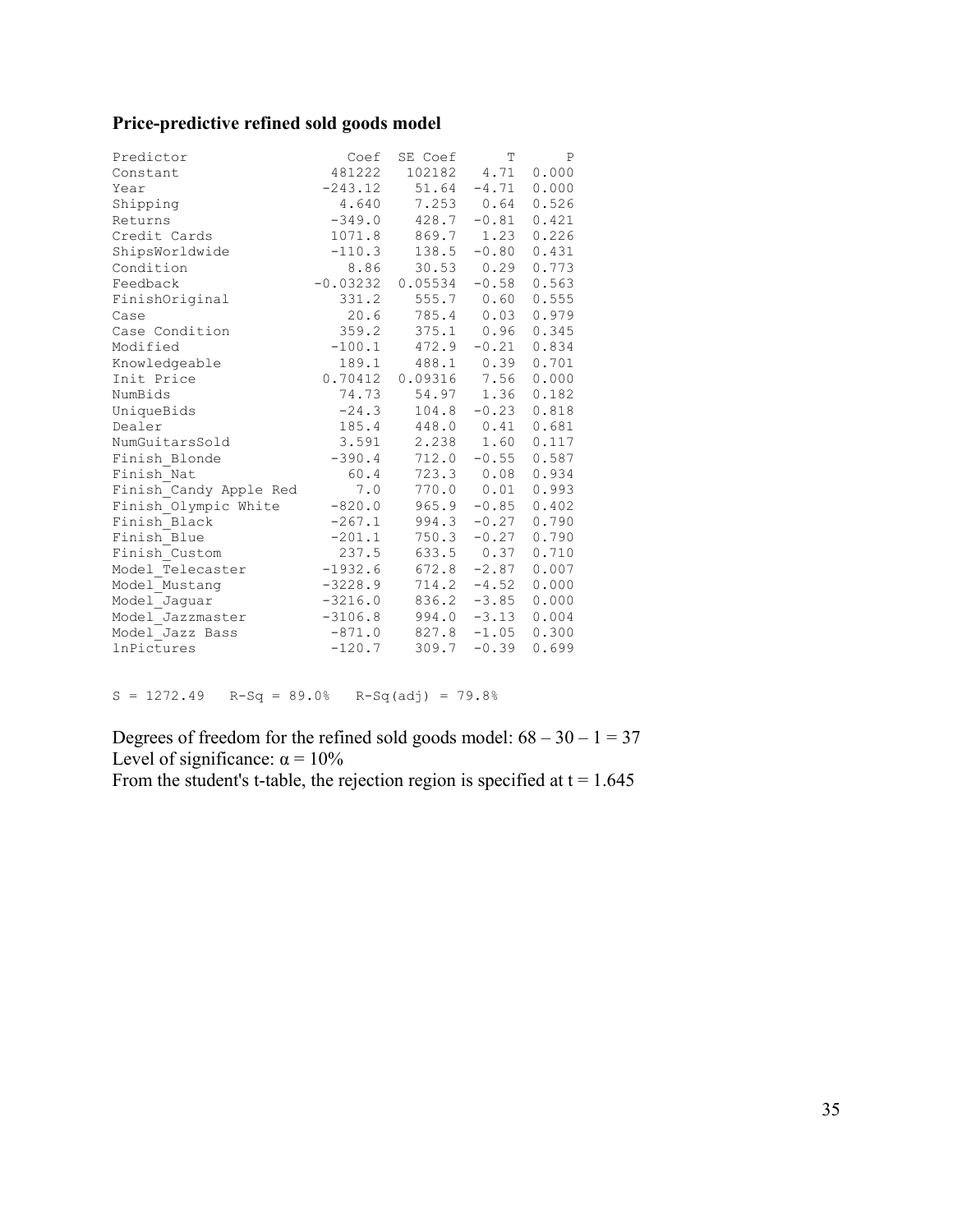**Price-predictive refined sold goods model**

| Predictor | Coef | SE Coef | T | P |
|---|---|---|---|---|
| Constant | 481222 | 102182 | 4.71 | 0.000 |
| Year | -243.12 | 51.64 | -4.71 | 0.000 |
| Shipping | 4.640 | 7.253 | 0.64 | 0.526 |
| Returns | -349.0 | 428.7 | -0.81 | 0.421 |
| Credit Cards | 1071.8 | 869.7 | 1.23 | 0.226 |
| ShipsWorldwide | -110.3 | 138.5 | -0.80 | 0.431 |
| Condition | 8.86 | 30.53 | 0.29 | 0.773 |
| Feedback | -0.03232 | 0.05534 | -0.58 | 0.563 |
| FinishOriginal | 331.2 | 555.7 | 0.60 | 0.555 |
| Case | 20.6 | 785.4 | 0.03 | 0.979 |
| Case Condition | 359.2 | 375.1 | 0.96 | 0.345 |
| Modified | -100.1 | 472.9 | -0.21 | 0.834 |
| Knowledgeable | 189.1 | 488.1 | 0.39 | 0.701 |
| Init Price | 0.70412 | 0.09316 | 7.56 | 0.000 |
| NumBids | 74.73 | 54.97 | 1.36 | 0.182 |
| UniqueBids | -24.3 | 104.8 | -0.23 | 0.818 |
| Dealer | 185.4 | 448.0 | 0.41 | 0.681 |
| NumGuitarsSold | 3.591 | 2.238 | 1.60 | 0.117 |
| Finish_Blonde | -390.4 | 712.0 | -0.55 | 0.587 |
| Finish_Nat | 60.4 | 723.3 | 0.08 | 0.934 |
| Finish_Candy Apple Red | 7.0 | 770.0 | 0.01 | 0.993 |
| Finish_Olympic White | -820.0 | 965.9 | -0.85 | 0.402 |
| Finish_Black | -267.1 | 994.3 | -0.27 | 0.790 |
| Finish_Blue | -201.1 | 750.3 | -0.27 | 0.790 |
| Finish_Custom | 237.5 | 633.5 | 0.37 | 0.710 |
| Model_Telecaster | -1932.6 | 672.8 | -2.87 | 0.007 |
| Model_Mustang | -3228.9 | 714.2 | -4.52 | 0.000 |
| Model_Jaguar | -3216.0 | 836.2 | -3.85 | 0.000 |
| Model_Jazzmaster | -3106.8 | 994.0 | -3.13 | 0.004 |
| Model_Jazz Bass | -871.0 | 827.8 | -1.05 | 0.300 |
| lnPictures | -120.7 | 309.7 | -0.39 | 0.699 |

S = 1272.49   R-Sq = 89.0%   R-Sq(adj) = 79.8%

Degrees of freedom for the refined sold goods model: $68 - 30 - 1 = 37$

Level of significance: $\alpha = 10\%$

From the student's t-table, the rejection region is specified at $t = 1.645$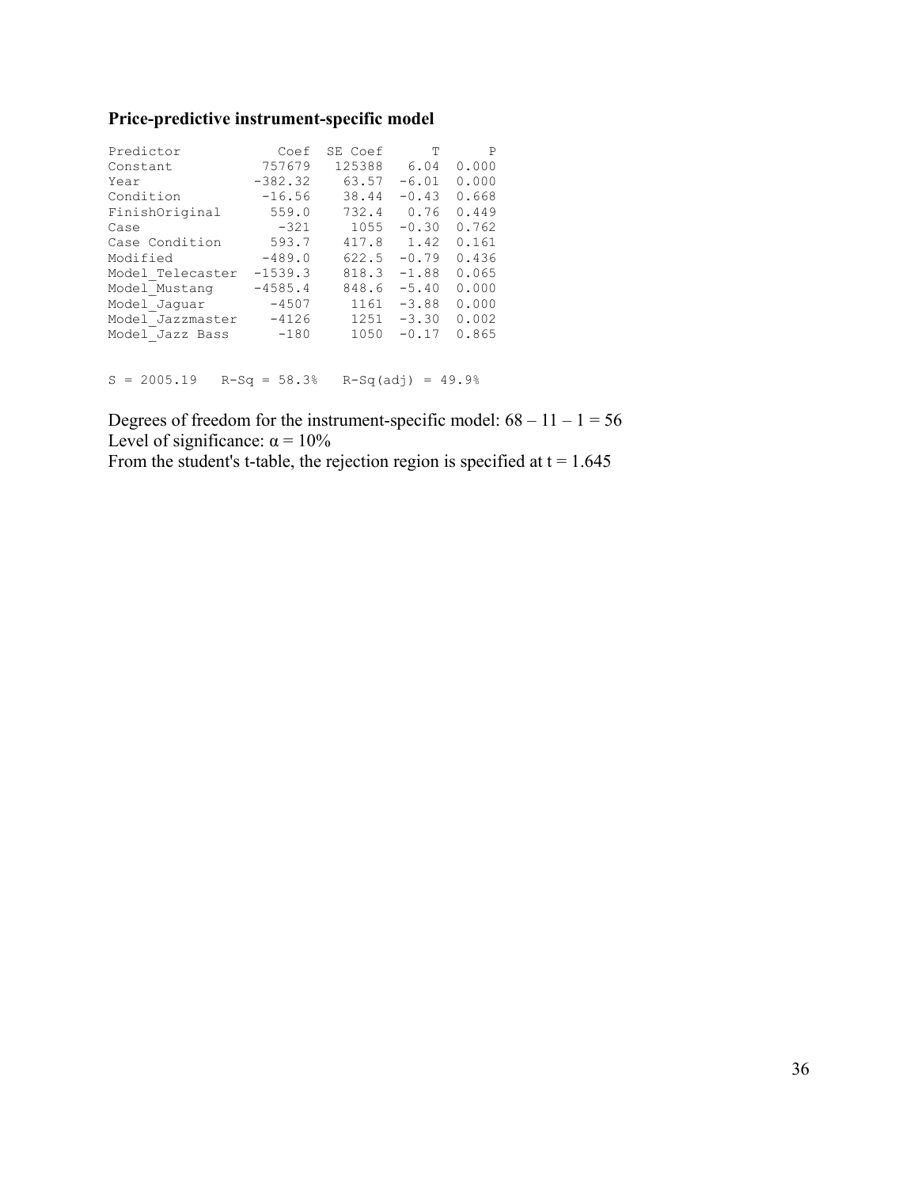**Price-predictive instrument-specific model**

| Predictor | Coef | SE Coef | T | P |
|---|---|---|---|---|
| Constant | 757679 | 125388 | 6.04 | 0.000 |
| Year | -382.32 | 63.57 | -6.01 | 0.000 |
| Condition | -16.56 | 38.44 | -0.43 | 0.668 |
| FinishOriginal | 559.0 | 732.4 | 0.76 | 0.449 |
| Case | -321 | 1055 | -0.30 | 0.762 |
| Case Condition | 593.7 | 417.8 | 1.42 | 0.161 |
| Modified | -489.0 | 622.5 | -0.79 | 0.436 |
| Model_Telecaster | -1539.3 | 818.3 | -1.88 | 0.065 |
| Model_Mustang | -4585.4 | 848.6 | -5.40 | 0.000 |
| Model_Jaguar | -4507 | 1161 | -3.88 | 0.000 |
| Model_Jazzmaster | -4126 | 1251 | -3.30 | 0.002 |
| Model_Jazz Bass | -180 | 1050 | -0.17 | 0.865 |

```
S = 2005.19   R-Sq = 58.3%   R-Sq(adj) = 49.9%
```

Degrees of freedom for the instrument-specific model: $68 - 11 - 1 = 56$
Level of significance: $\alpha = 10\%$
From the student's t-table, the rejection region is specified at $t = 1.645$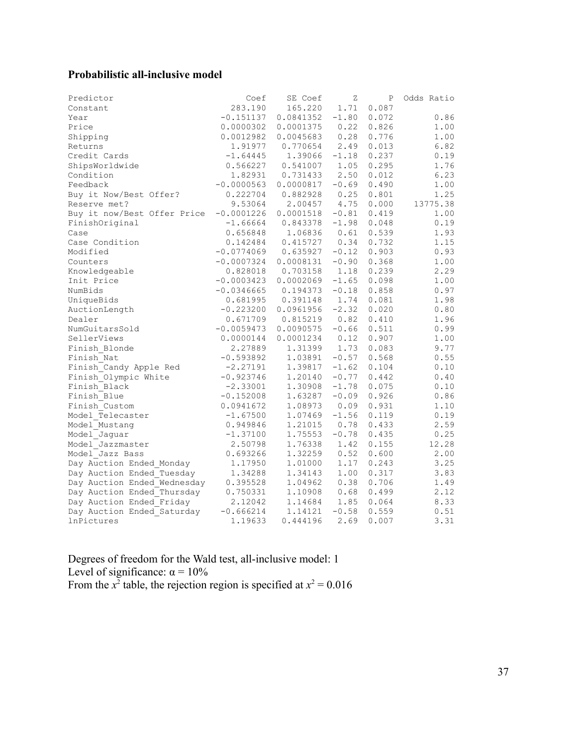**Probabilistic all-inclusive model**

| Predictor | Coef | SE Coef | Z | P | Odds Ratio |
|---|---|---|---|---|---|
| Constant | 283.190 | 165.220 | 1.71 | 0.087 | |
| Year | -0.151137 | 0.0841352 | -1.80 | 0.072 | 0.86 |
| Price | 0.0000302 | 0.0001375 | 0.22 | 0.826 | 1.00 |
| Shipping | 0.0012982 | 0.0045683 | 0.28 | 0.776 | 1.00 |
| Returns | 1.91977 | 0.770654 | 2.49 | 0.013 | 6.82 |
| Credit Cards | -1.64445 | 1.39066 | -1.18 | 0.237 | 0.19 |
| ShipsWorldwide | 0.566227 | 0.541007 | 1.05 | 0.295 | 1.76 |
| Condition | 1.82931 | 0.731433 | 2.50 | 0.012 | 6.23 |
| Feedback | -0.0000563 | 0.0000817 | -0.69 | 0.490 | 1.00 |
| Buy it Now/Best Offer? | 0.222704 | 0.882928 | 0.25 | 0.801 | 1.25 |
| Reserve met? | 9.53064 | 2.00457 | 4.75 | 0.000 | 13775.38 |
| Buy it now/Best Offer Price | -0.0001226 | 0.0001518 | -0.81 | 0.419 | 1.00 |
| FinishOriginal | -1.66664 | 0.843378 | -1.98 | 0.048 | 0.19 |
| Case | 0.656848 | 1.06836 | 0.61 | 0.539 | 1.93 |
| Case Condition | 0.142484 | 0.415727 | 0.34 | 0.732 | 1.15 |
| Modified | -0.0774069 | 0.635927 | -0.12 | 0.903 | 0.93 |
| Counters | -0.0007324 | 0.0008131 | -0.90 | 0.368 | 1.00 |
| Knowledgeable | 0.828018 | 0.703158 | 1.18 | 0.239 | 2.29 |
| Init Price | -0.0003423 | 0.0002069 | -1.65 | 0.098 | 1.00 |
| NumBids | -0.0346665 | 0.194373 | -0.18 | 0.858 | 0.97 |
| UniqueBids | 0.681995 | 0.391148 | 1.74 | 0.081 | 1.98 |
| AuctionLength | -0.223200 | 0.0961956 | -2.32 | 0.020 | 0.80 |
| Dealer | 0.671709 | 0.815219 | 0.82 | 0.410 | 1.96 |
| NumGuitarsSold | -0.0059473 | 0.0090575 | -0.66 | 0.511 | 0.99 |
| SellerViews | 0.0000144 | 0.0001234 | 0.12 | 0.907 | 1.00 |
| Finish_Blonde | 2.27889 | 1.31399 | 1.73 | 0.083 | 9.77 |
| Finish_Nat | -0.593892 | 1.03891 | -0.57 | 0.568 | 0.55 |
| Finish_Candy Apple Red | -2.27191 | 1.39817 | -1.62 | 0.104 | 0.10 |
| Finish_Olympic White | -0.923746 | 1.20140 | -0.77 | 0.442 | 0.40 |
| Finish_Black | -2.33001 | 1.30908 | -1.78 | 0.075 | 0.10 |
| Finish_Blue | -0.152008 | 1.63287 | -0.09 | 0.926 | 0.86 |
| Finish_Custom | 0.0941672 | 1.08973 | 0.09 | 0.931 | 1.10 |
| Model_Telecaster | -1.67500 | 1.07469 | -1.56 | 0.119 | 0.19 |
| Model_Mustang | 0.949846 | 1.21015 | 0.78 | 0.433 | 2.59 |
| Model_Jaguar | -1.37100 | 1.75553 | -0.78 | 0.435 | 0.25 |
| Model_Jazzmaster | 2.50798 | 1.76338 | 1.42 | 0.155 | 12.28 |
| Model_Jazz Bass | 0.693266 | 1.32259 | 0.52 | 0.600 | 2.00 |
| Day Auction Ended_Monday | 1.17950 | 1.01000 | 1.17 | 0.243 | 3.25 |
| Day Auction Ended_Tuesday | 1.34288 | 1.34143 | 1.00 | 0.317 | 3.83 |
| Day Auction Ended_Wednesday | 0.395528 | 1.04962 | 0.38 | 0.706 | 1.49 |
| Day Auction Ended_Thursday | 0.750331 | 1.10908 | 0.68 | 0.499 | 2.12 |
| Day Auction Ended_Friday | 2.12042 | 1.14684 | 1.85 | 0.064 | 8.33 |
| Day Auction Ended_Saturday | -0.666214 | 1.14121 | -0.58 | 0.559 | 0.51 |
| lnPictures | 1.19633 | 0.444196 | 2.69 | 0.007 | 3.31 |

Degrees of freedom for the Wald test, all-inclusive model: 1
Level of significance: $\alpha = 10\%$
From the $x^2$ table, the rejection region is specified at $x^2 = 0.016$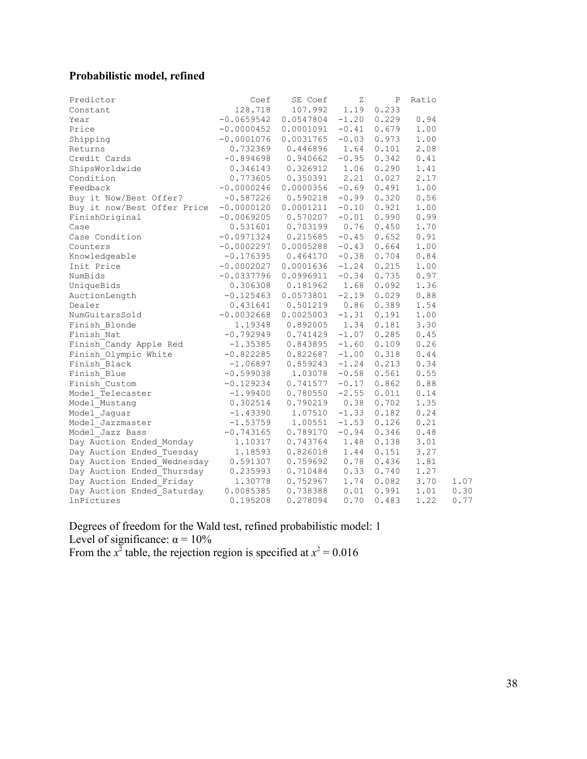### Probabilistic model, refined

| Predictor | Coef | SE Coef | Z | P | Ratio | |
|---|---|---|---|---|---|---|
| Constant | 128.718 | 107.992 | 1.19 | 0.233 | | |
| Year | -0.0659542 | 0.0547804 | -1.20 | 0.229 | 0.94 | |
| Price | -0.0000452 | 0.0001091 | -0.41 | 0.679 | 1.00 | |
| Shipping | -0.0001076 | 0.0031765 | -0.03 | 0.973 | 1.00 | |
| Returns | 0.732369 | 0.446896 | 1.64 | 0.101 | 2.08 | |
| Credit Cards | -0.894698 | 0.940662 | -0.95 | 0.342 | 0.41 | |
| ShipsWorldwide | 0.346143 | 0.326912 | 1.06 | 0.290 | 1.41 | |
| Condition | 0.773605 | 0.350391 | 2.21 | 0.027 | 2.17 | |
| Feedback | -0.0000246 | 0.0000356 | -0.69 | 0.491 | 1.00 | |
| Buy it Now/Best Offer? | -0.587226 | 0.590218 | -0.99 | 0.320 | 0.56 | |
| Buy it now/Best Offer Price | -0.0000120 | 0.0001211 | -0.10 | 0.921 | 1.00 | |
| FinishOriginal | -0.0069205 | 0.570207 | -0.01 | 0.990 | 0.99 | |
| Case | 0.531601 | 0.703199 | 0.76 | 0.450 | 1.70 | |
| Case Condition | -0.0971324 | 0.215685 | -0.45 | 0.652 | 0.91 | |
| Counters | -0.0002297 | 0.0005288 | -0.43 | 0.664 | 1.00 | |
| Knowledgeable | -0.176395 | 0.464170 | -0.38 | 0.704 | 0.84 | |
| Init Price | -0.0002027 | 0.0001636 | -1.24 | 0.215 | 1.00 | |
| NumBids | -0.0337796 | 0.0996911 | -0.34 | 0.735 | 0.97 | |
| UniqueBids | 0.306308 | 0.181962 | 1.68 | 0.092 | 1.36 | |
| AuctionLength | -0.125463 | 0.0573801 | -2.19 | 0.029 | 0.88 | |
| Dealer | 0.431641 | 0.501219 | 0.86 | 0.389 | 1.54 | |
| NumGuitarsSold | -0.0032668 | 0.0025003 | -1.31 | 0.191 | 1.00 | |
| Finish_Blonde | 1.19348 | 0.892005 | 1.34 | 0.181 | 3.30 | |
| Finish_Nat | -0.792949 | 0.741429 | -1.07 | 0.285 | 0.45 | |
| Finish_Candy Apple Red | -1.35385 | 0.843895 | -1.60 | 0.109 | 0.26 | |
| Finish_Olympic White | -0.822285 | 0.822687 | -1.00 | 0.318 | 0.44 | |
| Finish_Black | -1.06897 | 0.859243 | -1.24 | 0.213 | 0.34 | |
| Finish_Blue | -0.599038 | 1.03078 | -0.58 | 0.561 | 0.55 | |
| Finish_Custom | -0.129234 | 0.741577 | -0.17 | 0.862 | 0.88 | |
| Model_Telecaster | -1.99400 | 0.780550 | -2.55 | 0.011 | 0.14 | |
| Model_Mustang | 0.302514 | 0.790219 | 0.38 | 0.702 | 1.35 | |
| Model_Jaguar | -1.43390 | 1.07510 | -1.33 | 0.182 | 0.24 | |
| Model_Jazzmaster | -1.53759 | 1.00551 | -1.53 | 0.126 | 0.21 | |
| Model_Jazz Bass | -0.743165 | 0.789170 | -0.94 | 0.346 | 0.48 | |
| Day Auction Ended_Monday | 1.10317 | 0.743764 | 1.48 | 0.138 | 3.01 | |
| Day Auction Ended_Tuesday | 1.18593 | 0.826018 | 1.44 | 0.151 | 3.27 | |
| Day Auction Ended_Wednesday | 0.591307 | 0.759692 | 0.78 | 0.436 | 1.81 | |
| Day Auction Ended_Thursday | 0.235993 | 0.710484 | 0.33 | 0.740 | 1.27 | |
| Day Auction Ended_Friday | 1.30778 | 0.752967 | 1.74 | 0.082 | 3.70 | 1.07 |
| Day Auction Ended_Saturday | 0.0085385 | 0.738388 | 0.01 | 0.991 | 1.01 | 0.30 |
| lnPictures | 0.195208 | 0.278094 | 0.70 | 0.483 | 1.22 | 0.77 |

Degrees of freedom for the Wald test, refined probabilistic model: 1

Level of significance: $\alpha = 10\%$

From the $x^2$ table, the rejection region is specified at $x^2 = 0.016$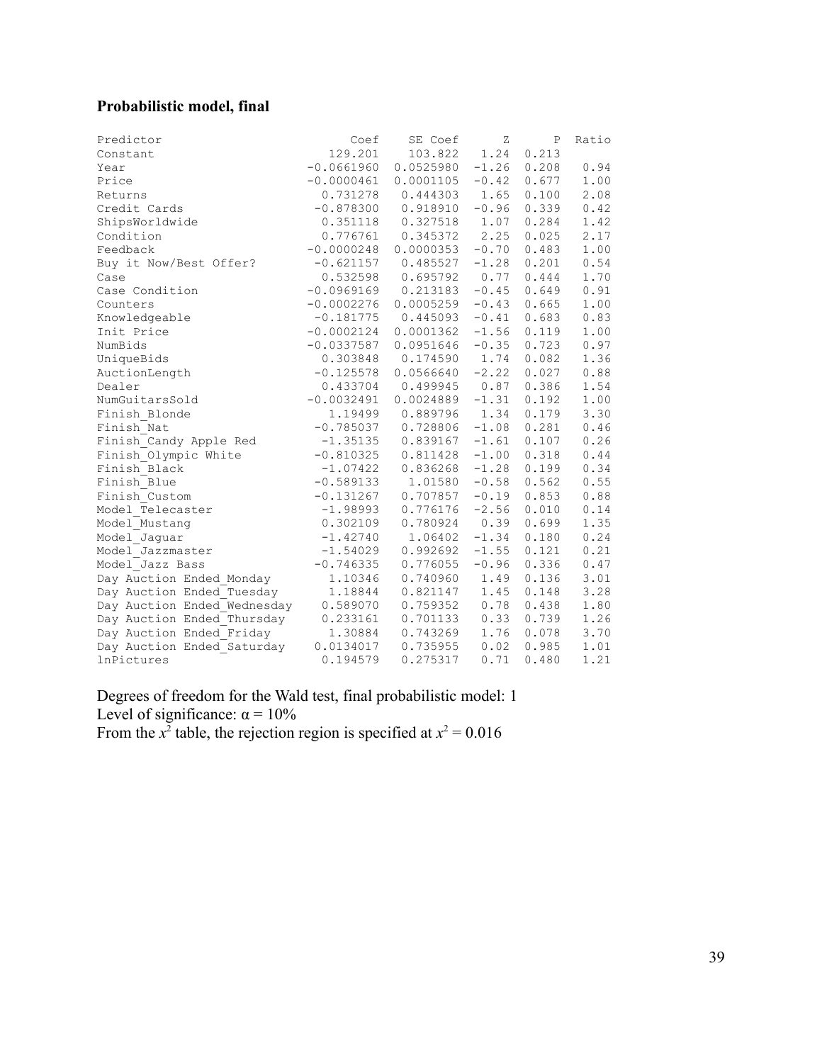### Probabilistic model, final

| Predictor | Coef | SE Coef | Z | P | Ratio |
|---|---|---|---|---|---|
| Constant | 129.201 | 103.822 | 1.24 | 0.213 | |
| Year | -0.0661960 | 0.0525980 | -1.26 | 0.208 | 0.94 |
| Price | -0.0000461 | 0.0001105 | -0.42 | 0.677 | 1.00 |
| Returns | 0.731278 | 0.444303 | 1.65 | 0.100 | 2.08 |
| Credit Cards | -0.878300 | 0.918910 | -0.96 | 0.339 | 0.42 |
| ShipsWorldwide | 0.351118 | 0.327518 | 1.07 | 0.284 | 1.42 |
| Condition | 0.776761 | 0.345372 | 2.25 | 0.025 | 2.17 |
| Feedback | -0.0000248 | 0.0000353 | -0.70 | 0.483 | 1.00 |
| Buy it Now/Best Offer? | -0.621157 | 0.485527 | -1.28 | 0.201 | 0.54 |
| Case | 0.532598 | 0.695792 | 0.77 | 0.444 | 1.70 |
| Case Condition | -0.0969169 | 0.213183 | -0.45 | 0.649 | 0.91 |
| Counters | -0.0002276 | 0.0005259 | -0.43 | 0.665 | 1.00 |
| Knowledgeable | -0.181775 | 0.445093 | -0.41 | 0.683 | 0.83 |
| Init Price | -0.0002124 | 0.0001362 | -1.56 | 0.119 | 1.00 |
| NumBids | -0.0337587 | 0.0951646 | -0.35 | 0.723 | 0.97 |
| UniqueBids | 0.303848 | 0.174590 | 1.74 | 0.082 | 1.36 |
| AuctionLength | -0.125578 | 0.0566640 | -2.22 | 0.027 | 0.88 |
| Dealer | 0.433704 | 0.499945 | 0.87 | 0.386 | 1.54 |
| NumGuitarsSold | -0.0032491 | 0.0024889 | -1.31 | 0.192 | 1.00 |
| Finish_Blonde | 1.19499 | 0.889796 | 1.34 | 0.179 | 3.30 |
| Finish_Nat | -0.785037 | 0.728806 | -1.08 | 0.281 | 0.46 |
| Finish_Candy Apple Red | -1.35135 | 0.839167 | -1.61 | 0.107 | 0.26 |
| Finish_Olympic White | -0.810325 | 0.811428 | -1.00 | 0.318 | 0.44 |
| Finish_Black | -1.07422 | 0.836268 | -1.28 | 0.199 | 0.34 |
| Finish_Blue | -0.589133 | 1.01580 | -0.58 | 0.562 | 0.55 |
| Finish_Custom | -0.131267 | 0.707857 | -0.19 | 0.853 | 0.88 |
| Model_Telecaster | -1.98993 | 0.776176 | -2.56 | 0.010 | 0.14 |
| Model_Mustang | 0.302109 | 0.780924 | 0.39 | 0.699 | 1.35 |
| Model_Jaguar | -1.42740 | 1.06402 | -1.34 | 0.180 | 0.24 |
| Model_Jazzmaster | -1.54029 | 0.992692 | -1.55 | 0.121 | 0.21 |
| Model_Jazz Bass | -0.746335 | 0.776055 | -0.96 | 0.336 | 0.47 |
| Day Auction Ended_Monday | 1.10346 | 0.740960 | 1.49 | 0.136 | 3.01 |
| Day Auction Ended_Tuesday | 1.18844 | 0.821147 | 1.45 | 0.148 | 3.28 |
| Day Auction Ended_Wednesday | 0.589070 | 0.759352 | 0.78 | 0.438 | 1.80 |
| Day Auction Ended_Thursday | 0.233161 | 0.701133 | 0.33 | 0.739 | 1.26 |
| Day Auction Ended_Friday | 1.30884 | 0.743269 | 1.76 | 0.078 | 3.70 |
| Day Auction Ended_Saturday | 0.0134017 | 0.735955 | 0.02 | 0.985 | 1.01 |
| lnPictures | 0.194579 | 0.275317 | 0.71 | 0.480 | 1.21 |

Degrees of freedom for the Wald test, final probabilistic model: 1
Level of significance: $\alpha = 10\%$
From the $x^2$ table, the rejection region is specified at $x^2 = 0.016$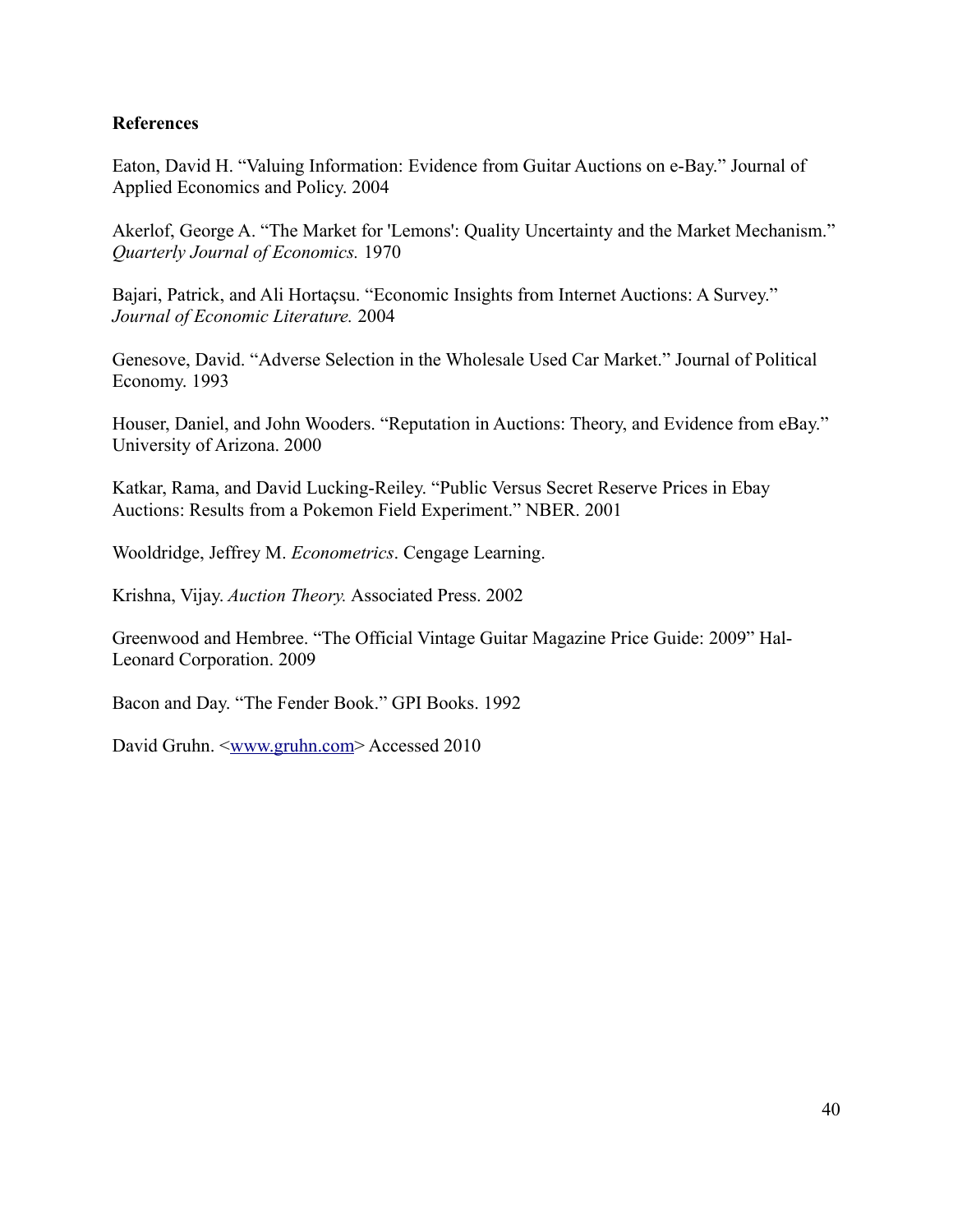**References**

Eaton, David H. "Valuing Information: Evidence from Guitar Auctions on e-Bay." Journal of Applied Economics and Policy. 2004

Akerlof, George A. "The Market for 'Lemons': Quality Uncertainty and the Market Mechanism." *Quarterly Journal of Economics.* 1970

Bajari, Patrick, and Ali Hortaçsu. "Economic Insights from Internet Auctions: A Survey." *Journal of Economic Literature.* 2004

Genesove, David. "Adverse Selection in the Wholesale Used Car Market." Journal of Political Economy. 1993

Houser, Daniel, and John Wooders. "Reputation in Auctions: Theory, and Evidence from eBay." University of Arizona. 2000

Katkar, Rama, and David Lucking-Reiley. "Public Versus Secret Reserve Prices in Ebay Auctions: Results from a Pokemon Field Experiment." NBER. 2001

Wooldridge, Jeffrey M. *Econometrics*. Cengage Learning.

Krishna, Vijay. *Auction Theory.* Associated Press. 2002

Greenwood and Hembree. "The Official Vintage Guitar Magazine Price Guide: 2009" Hal-Leonard Corporation. 2009

Bacon and Day. "The Fender Book." GPI Books. 1992

David Gruhn. <www.gruhn.com> Accessed 2010